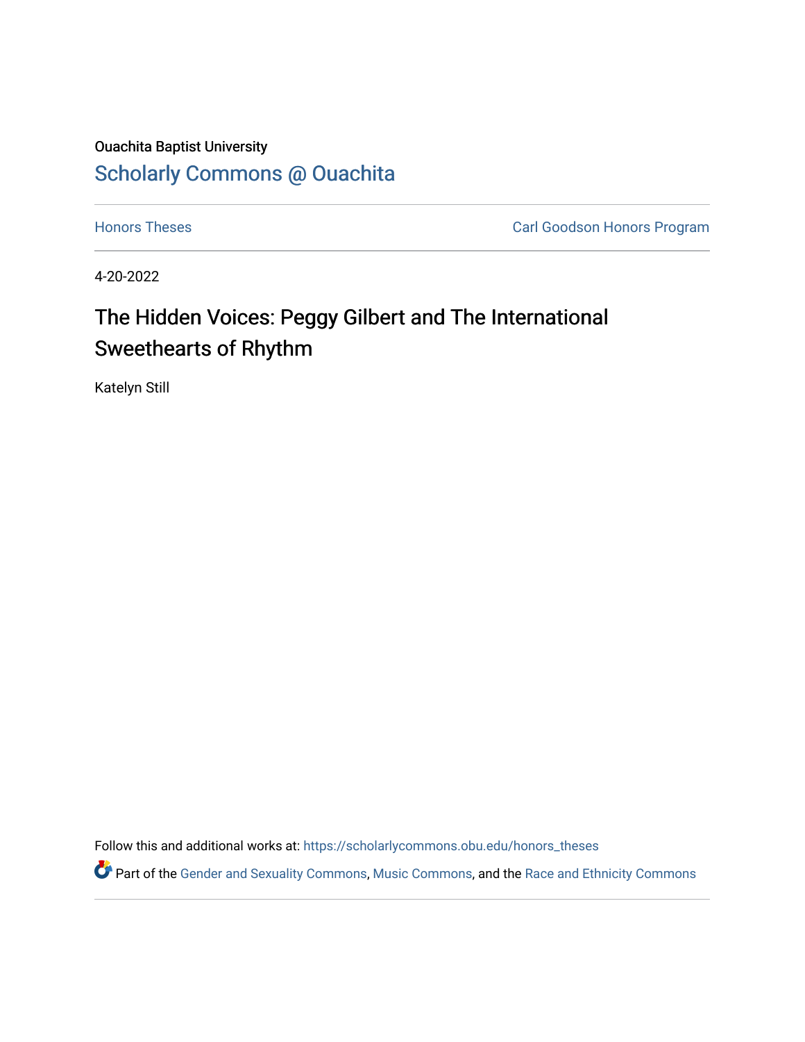Ouachita Baptist University

Scholarly Commons @ Ouachita

Honors Theses

Carl Goodson Honors Program

4-20-2022

# The Hidden Voices: Peggy Gilbert and The International Sweethearts of Rhythm

Katelyn Still

Follow this and additional works at: https://scholarlycommons.obu.edu/honors_theses

Part of the Gender and Sexuality Commons, Music Commons, and the Race and Ethnicity Commons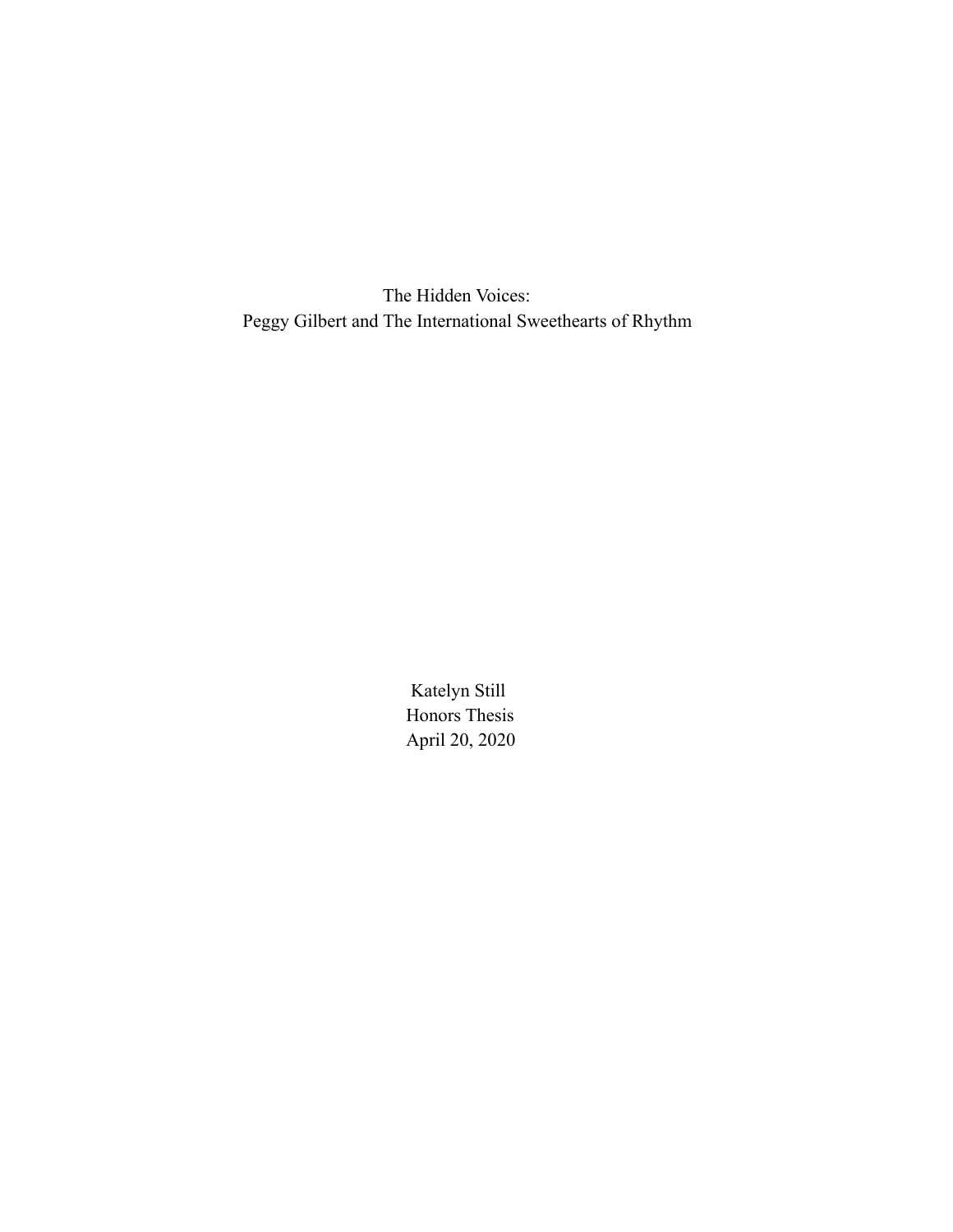# The Hidden Voices:
# Peggy Gilbert and The International Sweethearts of Rhythm

Katelyn Still

Honors Thesis

April 20, 2020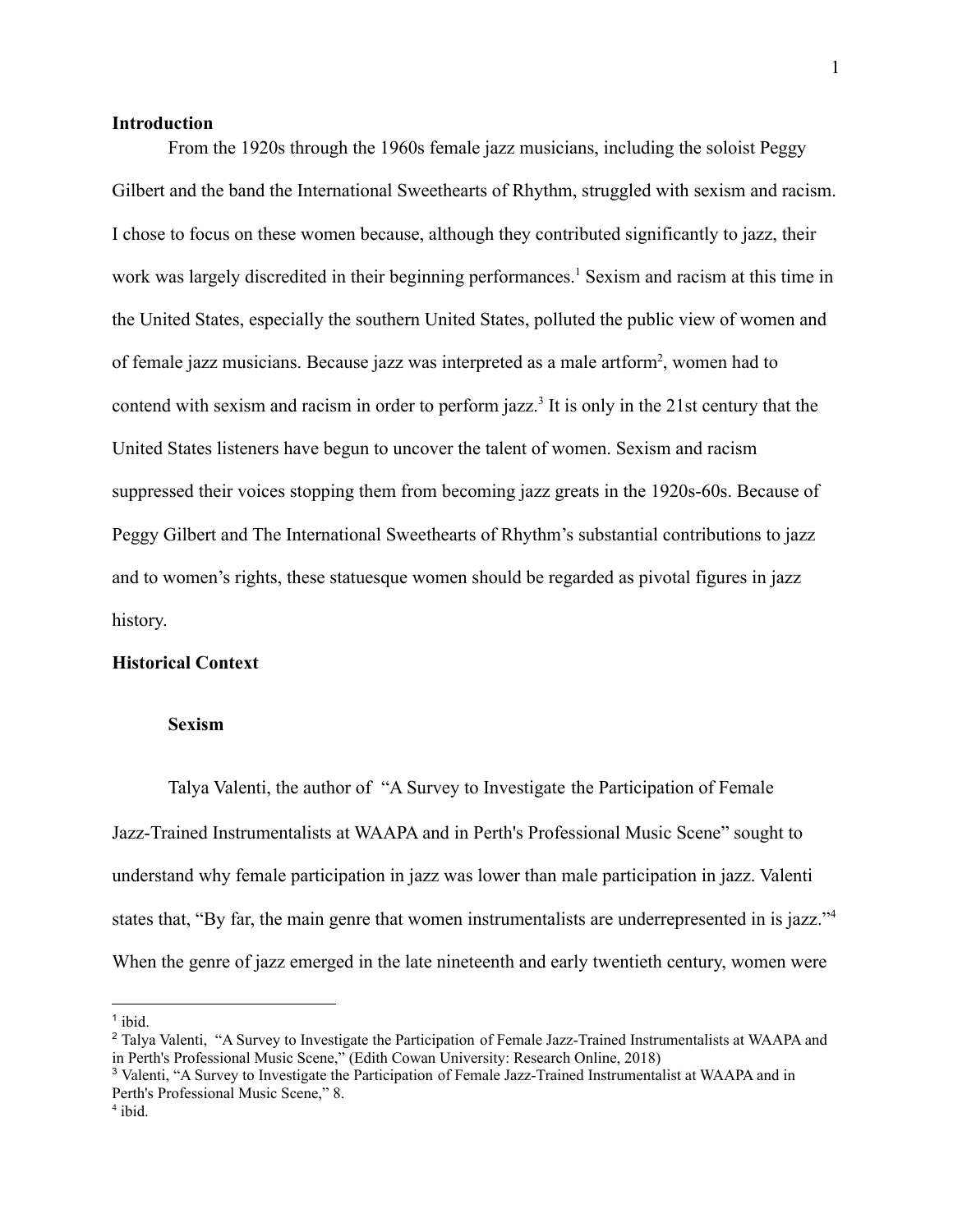## Introduction

From the 1920s through the 1960s female jazz musicians, including the soloist Peggy Gilbert and the band the International Sweethearts of Rhythm, struggled with sexism and racism. I chose to focus on these women because, although they contributed significantly to jazz, their work was largely discredited in their beginning performances.[1] Sexism and racism at this time in the United States, especially the southern United States, polluted the public view of women and of female jazz musicians. Because jazz was interpreted as a male artform[2], women had to contend with sexism and racism in order to perform jazz.[3] It is only in the 21st century that the United States listeners have begun to uncover the talent of women. Sexism and racism suppressed their voices stopping them from becoming jazz greats in the 1920s-60s. Because of Peggy Gilbert and The International Sweethearts of Rhythm's substantial contributions to jazz and to women's rights, these statuesque women should be regarded as pivotal figures in jazz history.

## Historical Context

### Sexism

Talya Valenti, the author of "A Survey to Investigate the Participation of Female Jazz-Trained Instrumentalists at WAAPA and in Perth's Professional Music Scene" sought to understand why female participation in jazz was lower than male participation in jazz. Valenti states that, "By far, the main genre that women instrumentalists are underrepresented in is jazz."[4] When the genre of jazz emerged in the late nineteenth and early twentieth century, women were

---

[1] ibid.

[2] Talya Valenti, "A Survey to Investigate the Participation of Female Jazz-Trained Instrumentalists at WAAPA and in Perth's Professional Music Scene," (Edith Cowan University: Research Online, 2018)

[3] Valenti, "A Survey to Investigate the Participation of Female Jazz-Trained Instrumentalist at WAAPA and in Perth's Professional Music Scene," 8.

[4] ibid.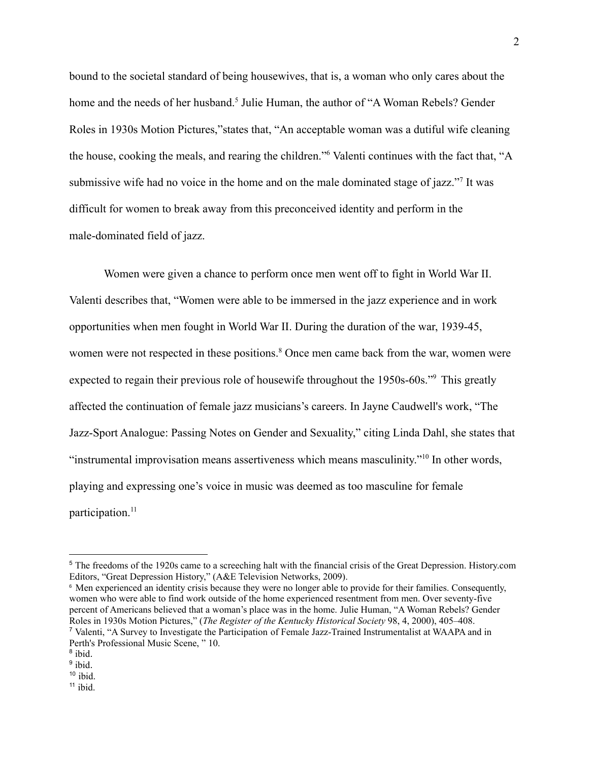bound to the societal standard of being housewives, that is, a woman who only cares about the home and the needs of her husband.[5] Julie Human, the author of "A Woman Rebels? Gender Roles in 1930s Motion Pictures,"states that, "An acceptable woman was a dutiful wife cleaning the house, cooking the meals, and rearing the children."[6] Valenti continues with the fact that, "A submissive wife had no voice in the home and on the male dominated stage of jazz."[7] It was difficult for women to break away from this preconceived identity and perform in the male-dominated field of jazz.

Women were given a chance to perform once men went off to fight in World War II. Valenti describes that, "Women were able to be immersed in the jazz experience and in work opportunities when men fought in World War II. During the duration of the war, 1939-45, women were not respected in these positions.[8] Once men came back from the war, women were expected to regain their previous role of housewife throughout the 1950s-60s."[9] This greatly affected the continuation of female jazz musicians's careers. In Jayne Caudwell's work, "The Jazz-Sport Analogue: Passing Notes on Gender and Sexuality," citing Linda Dahl, she states that "instrumental improvisation means assertiveness which means masculinity."[10] In other words, playing and expressing one's voice in music was deemed as too masculine for female participation.[11]

---

[5] The freedoms of the 1920s came to a screeching halt with the financial crisis of the Great Depression. History.com Editors, "Great Depression History," (A&E Television Networks, 2009).

[6] Men experienced an identity crisis because they were no longer able to provide for their families. Consequently, women who were able to find work outside of the home experienced resentment from men. Over seventy-five percent of Americans believed that a woman's place was in the home. Julie Human, "A Woman Rebels? Gender Roles in 1930s Motion Pictures," (*The Register of the Kentucky Historical Society* 98, 4, 2000), 405–408.

[7] Valenti, "A Survey to Investigate the Participation of Female Jazz-Trained Instrumentalist at WAAPA and in Perth's Professional Music Scene, " 10.

[8] ibid.

[9] ibid.

[10] ibid.

[11] ibid.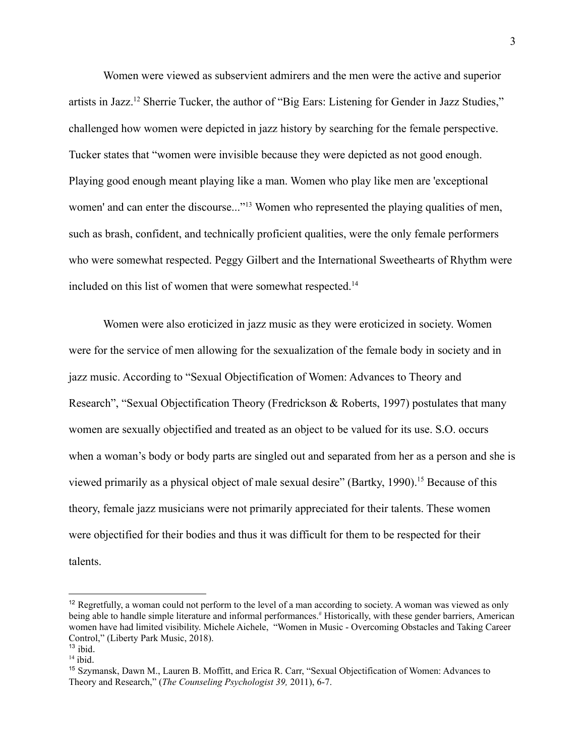Women were viewed as subservient admirers and the men were the active and superior artists in Jazz.[12] Sherrie Tucker, the author of "Big Ears: Listening for Gender in Jazz Studies," challenged how women were depicted in jazz history by searching for the female perspective. Tucker states that "women were invisible because they were depicted as not good enough. Playing good enough meant playing like a man. Women who play like men are 'exceptional women' and can enter the discourse..."[13] Women who represented the playing qualities of men, such as brash, confident, and technically proficient qualities, were the only female performers who were somewhat respected. Peggy Gilbert and the International Sweethearts of Rhythm were included on this list of women that were somewhat respected.[14]

Women were also eroticized in jazz music as they were eroticized in society. Women were for the service of men allowing for the sexualization of the female body in society and in jazz music. According to "Sexual Objectification of Women: Advances to Theory and Research", "Sexual Objectification Theory (Fredrickson & Roberts, 1997) postulates that many women are sexually objectified and treated as an object to be valued for its use. S.O. occurs when a woman's body or body parts are singled out and separated from her as a person and she is viewed primarily as a physical object of male sexual desire" (Bartky, 1990).[15] Because of this theory, female jazz musicians were not primarily appreciated for their talents. These women were objectified for their bodies and thus it was difficult for them to be respected for their talents.

---

[12] Regretfully, a woman could not perform to the level of a man according to society. A woman was viewed as only being able to handle simple literature and informal performances.# Historically, with these gender barriers, American women have had limited visibility. Michele Aichele, "Women in Music - Overcoming Obstacles and Taking Career Control," (Liberty Park Music, 2018).

[13] ibid.

[14] ibid.

[15] Szymansk, Dawn M., Lauren B. Moffitt, and Erica R. Carr, "Sexual Objectification of Women: Advances to Theory and Research," (*The Counseling Psychologist 39,* 2011), 6-7.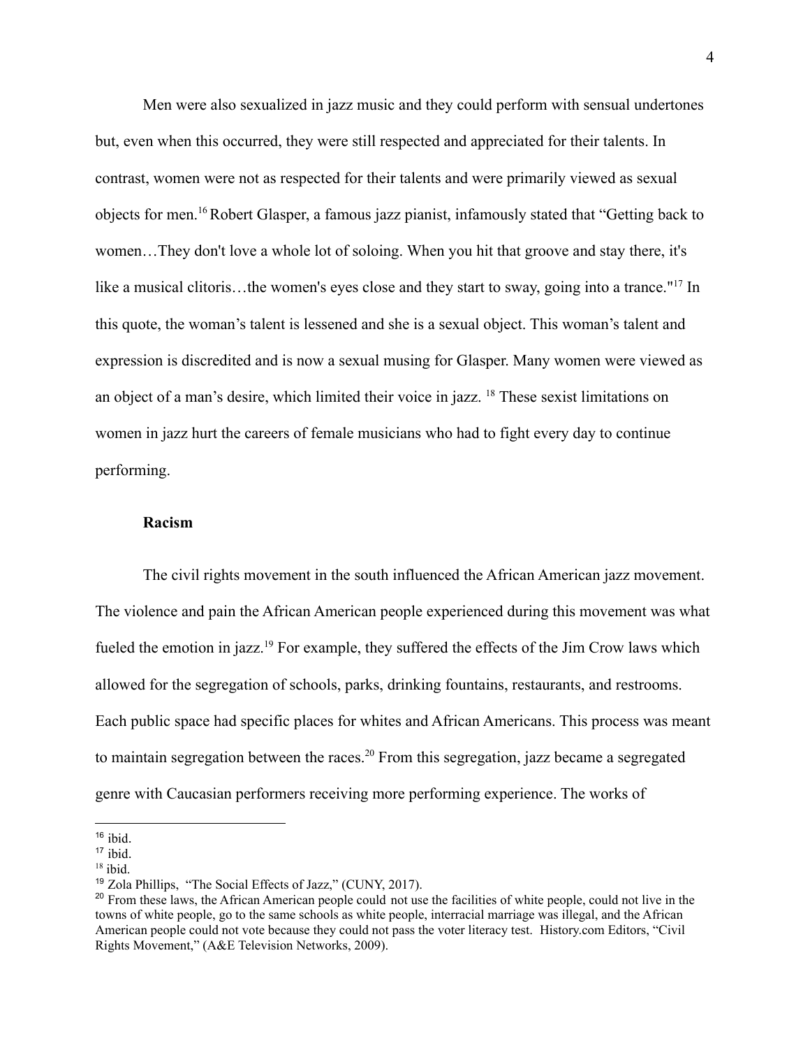Men were also sexualized in jazz music and they could perform with sensual undertones but, even when this occurred, they were still respected and appreciated for their talents. In contrast, women were not as respected for their talents and were primarily viewed as sexual objects for men.[16] Robert Glasper, a famous jazz pianist, infamously stated that "Getting back to women…They don't love a whole lot of soloing. When you hit that groove and stay there, it's like a musical clitoris…the women's eyes close and they start to sway, going into a trance."[17] In this quote, the woman's talent is lessened and she is a sexual object. This woman's talent and expression is discredited and is now a sexual musing for Glasper. Many women were viewed as an object of a man's desire, which limited their voice in jazz. [18] These sexist limitations on women in jazz hurt the careers of female musicians who had to fight every day to continue performing.

**Racism**

The civil rights movement in the south influenced the African American jazz movement. The violence and pain the African American people experienced during this movement was what fueled the emotion in jazz.[19] For example, they suffered the effects of the Jim Crow laws which allowed for the segregation of schools, parks, drinking fountains, restaurants, and restrooms. Each public space had specific places for whites and African Americans. This process was meant to maintain segregation between the races.[20] From this segregation, jazz became a segregated genre with Caucasian performers receiving more performing experience. The works of

---

[16] ibid.

[17] ibid.

[18] ibid.

[19] Zola Phillips, "The Social Effects of Jazz," (CUNY, 2017).

[20] From these laws, the African American people could not use the facilities of white people, could not live in the towns of white people, go to the same schools as white people, interracial marriage was illegal, and the African American people could not vote because they could not pass the voter literacy test. History.com Editors, "Civil Rights Movement," (A&E Television Networks, 2009).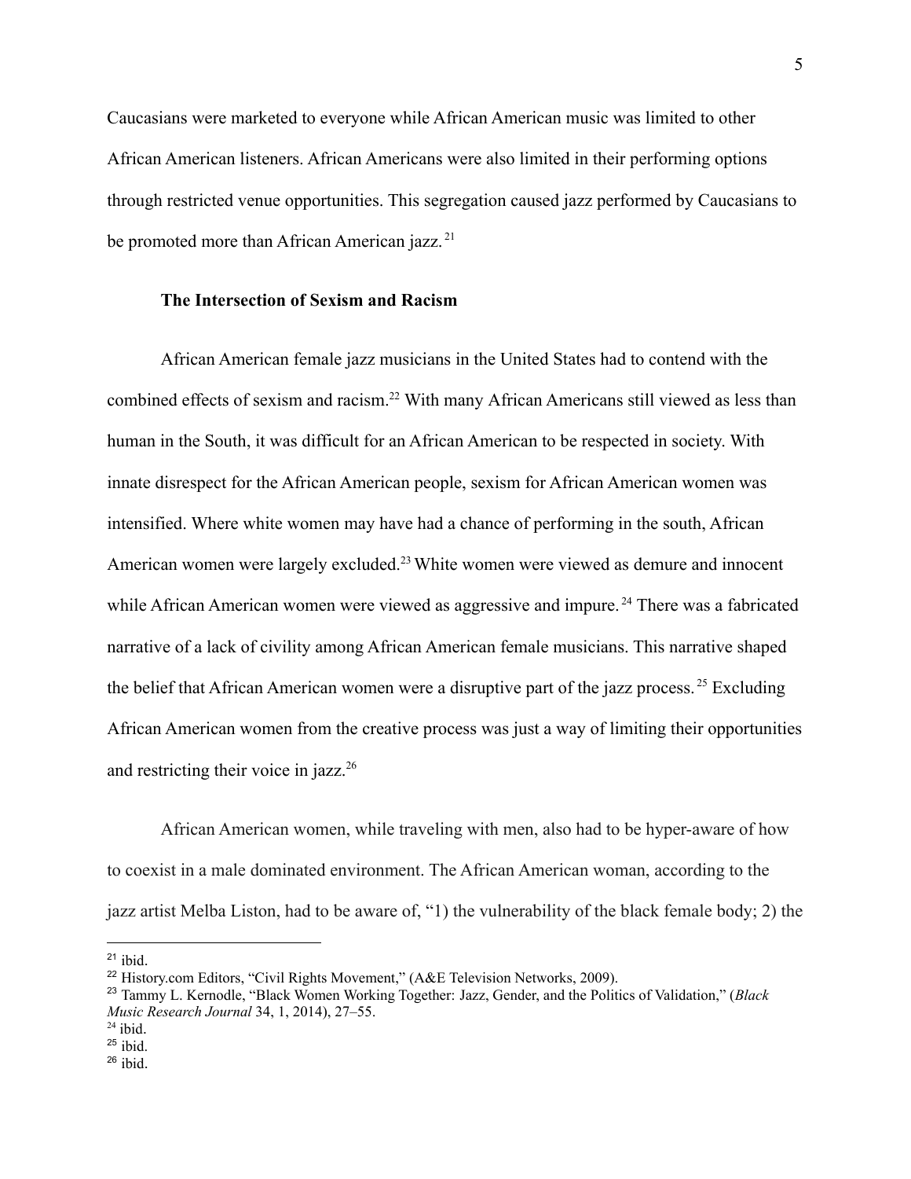Caucasians were marketed to everyone while African American music was limited to other African American listeners. African Americans were also limited in their performing options through restricted venue opportunities. This segregation caused jazz performed by Caucasians to be promoted more than African American jazz. [21]

**The Intersection of Sexism and Racism**

African American female jazz musicians in the United States had to contend with the combined effects of sexism and racism.[22] With many African Americans still viewed as less than human in the South, it was difficult for an African American to be respected in society. With innate disrespect for the African American people, sexism for African American women was intensified. Where white women may have had a chance of performing in the south, African American women were largely excluded.[23] White women were viewed as demure and innocent while African American women were viewed as aggressive and impure. [24] There was a fabricated narrative of a lack of civility among African American female musicians. This narrative shaped the belief that African American women were a disruptive part of the jazz process. [25] Excluding African American women from the creative process was just a way of limiting their opportunities and restricting their voice in jazz.[26]

African American women, while traveling with men, also had to be hyper-aware of how to coexist in a male dominated environment. The African American woman, according to the jazz artist Melba Liston, had to be aware of, "1) the vulnerability of the black female body; 2) the

---

[21] ibid.

[22] History.com Editors, "Civil Rights Movement," (A&E Television Networks, 2009).

[23] Tammy L. Kernodle, "Black Women Working Together: Jazz, Gender, and the Politics of Validation," (*Black Music Research Journal* 34, 1, 2014), 27–55.

[24] ibid.

[25] ibid.

[26] ibid.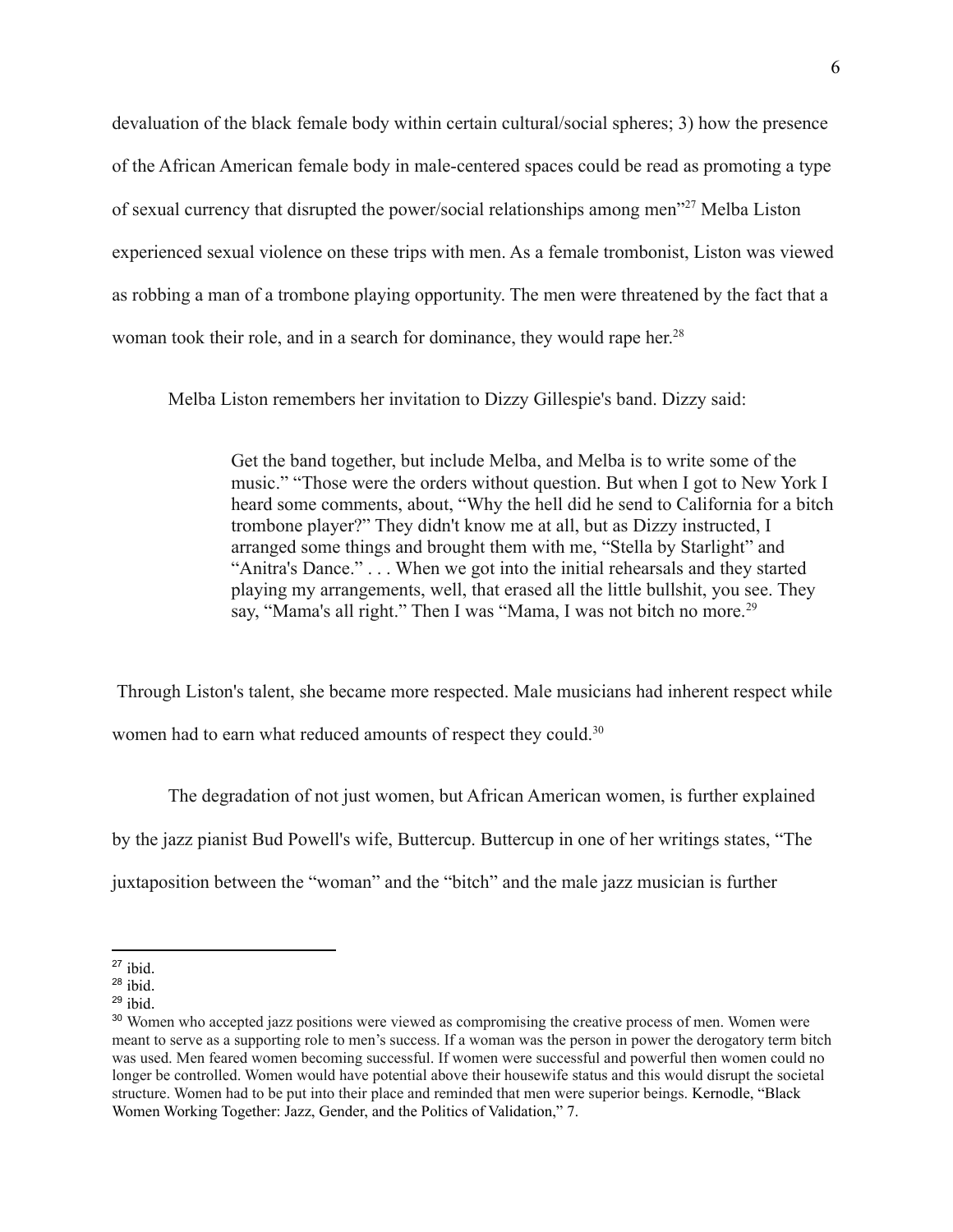devaluation of the black female body within certain cultural/social spheres; 3) how the presence of the African American female body in male-centered spaces could be read as promoting a type of sexual currency that disrupted the power/social relationships among men"[27] Melba Liston experienced sexual violence on these trips with men. As a female trombonist, Liston was viewed as robbing a man of a trombone playing opportunity. The men were threatened by the fact that a woman took their role, and in a search for dominance, they would rape her.[28]

Melba Liston remembers her invitation to Dizzy Gillespie's band. Dizzy said:

> Get the band together, but include Melba, and Melba is to write some of the music." "Those were the orders without question. But when I got to New York I heard some comments, about, "Why the hell did he send to California for a bitch trombone player?" They didn't know me at all, but as Dizzy instructed, I arranged some things and brought them with me, "Stella by Starlight" and "Anitra's Dance." . . . When we got into the initial rehearsals and they started playing my arrangements, well, that erased all the little bullshit, you see. They say, "Mama's all right." Then I was "Mama, I was not bitch no more.[29]

Through Liston's talent, she became more respected. Male musicians had inherent respect while women had to earn what reduced amounts of respect they could.[30]

The degradation of not just women, but African American women, is further explained by the jazz pianist Bud Powell's wife, Buttercup. Buttercup in one of her writings states, "The juxtaposition between the "woman" and the "bitch" and the male jazz musician is further

---

[27] ibid.

[28] ibid.

[29] ibid.

[30] Women who accepted jazz positions were viewed as compromising the creative process of men. Women were meant to serve as a supporting role to men's success. If a woman was the person in power the derogatory term bitch was used. Men feared women becoming successful. If women were successful and powerful then women could no longer be controlled. Women would have potential above their housewife status and this would disrupt the societal structure. Women had to be put into their place and reminded that men were superior beings. Kernodle, "Black Women Working Together: Jazz, Gender, and the Politics of Validation," 7.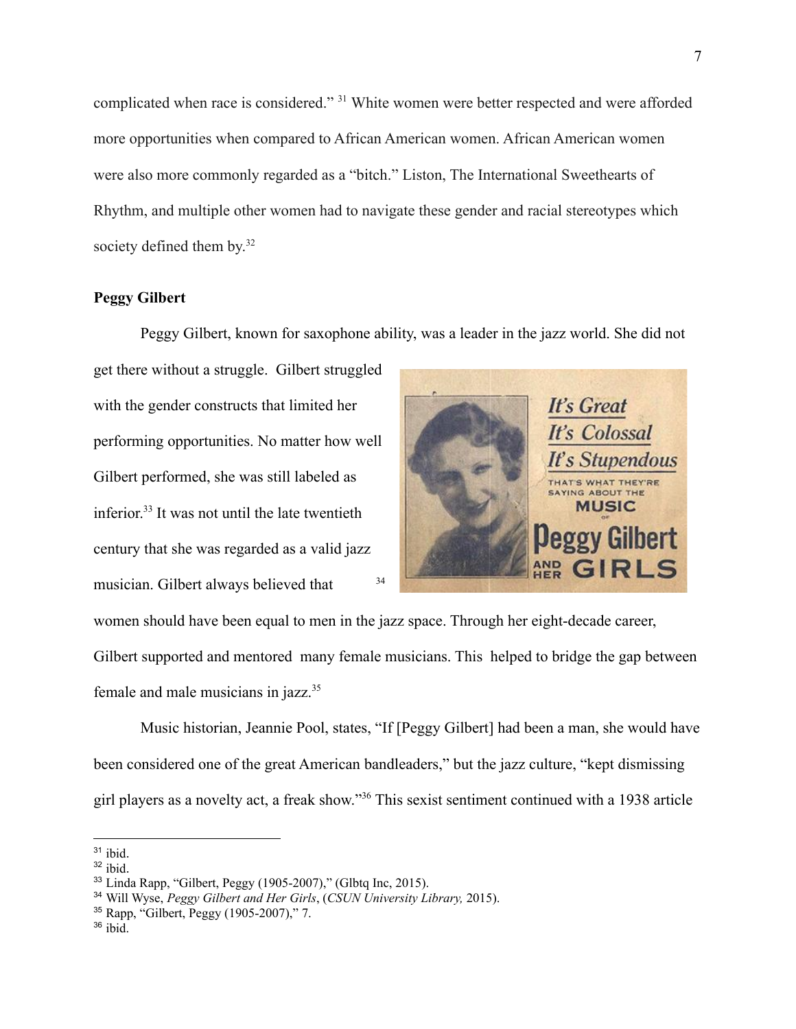complicated when race is considered."[31] White women were better respected and were afforded more opportunities when compared to African American women. African American women were also more commonly regarded as a "bitch." Liston, The International Sweethearts of Rhythm, and multiple other women had to navigate these gender and racial stereotypes which society defined them by.[32]

**Peggy Gilbert**

Peggy Gilbert, known for saxophone ability, was a leader in the jazz world. She did not get there without a struggle. Gilbert struggled with the gender constructs that limited her performing opportunities. No matter how well Gilbert performed, she was still labeled as inferior.[33] It was not until the late twentieth century that she was regarded as a valid jazz musician. Gilbert always believed that women should have been equal to men in the jazz space. Through her eight-decade career, Gilbert supported and mentored many female musicians. This helped to bridge the gap between female and male musicians in jazz.[35]

[34]

Music historian, Jeannie Pool, states, "If [Peggy Gilbert] had been a man, she would have been considered one of the great American bandleaders," but the jazz culture, "kept dismissing girl players as a novelty act, a freak show."[36] This sexist sentiment continued with a 1938 article

---

[31] ibid.

[32] ibid.

[33] Linda Rapp, "Gilbert, Peggy (1905-2007)," (Glbtq Inc, 2015).

[34] Will Wyse, *Peggy Gilbert and Her Girls*, (*CSUN University Library,* 2015).

[35] Rapp, "Gilbert, Peggy (1905-2007)," 7.

[36] ibid.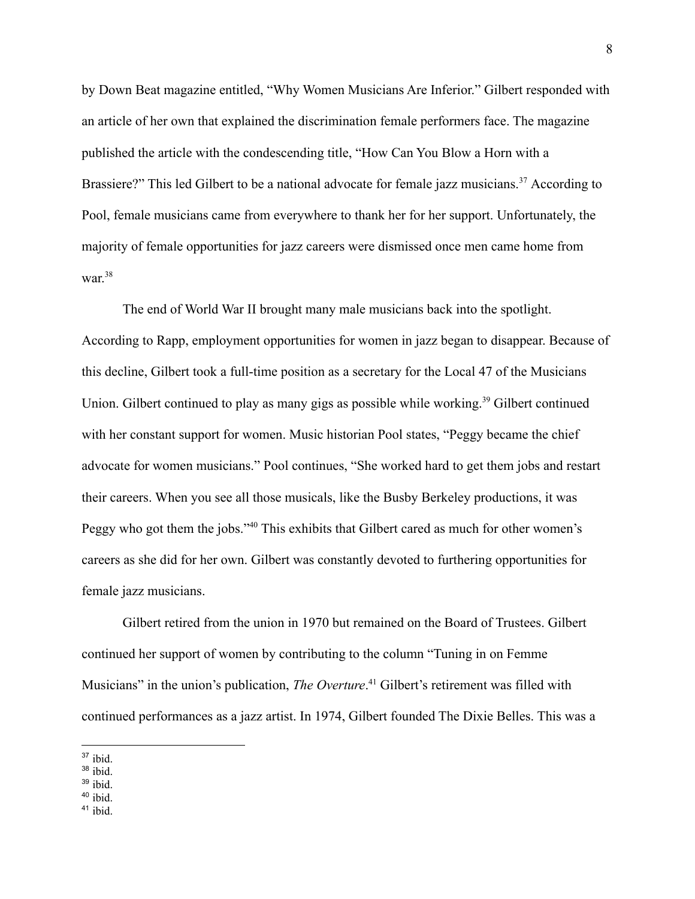by Down Beat magazine entitled, "Why Women Musicians Are Inferior." Gilbert responded with an article of her own that explained the discrimination female performers face. The magazine published the article with the condescending title, "How Can You Blow a Horn with a Brassiere?" This led Gilbert to be a national advocate for female jazz musicians.[37] According to Pool, female musicians came from everywhere to thank her for her support. Unfortunately, the majority of female opportunities for jazz careers were dismissed once men came home from war.[38]

The end of World War II brought many male musicians back into the spotlight. According to Rapp, employment opportunities for women in jazz began to disappear. Because of this decline, Gilbert took a full-time position as a secretary for the Local 47 of the Musicians Union. Gilbert continued to play as many gigs as possible while working.[39] Gilbert continued with her constant support for women. Music historian Pool states, "Peggy became the chief advocate for women musicians." Pool continues, "She worked hard to get them jobs and restart their careers. When you see all those musicals, like the Busby Berkeley productions, it was Peggy who got them the jobs."[40] This exhibits that Gilbert cared as much for other women's careers as she did for her own. Gilbert was constantly devoted to furthering opportunities for female jazz musicians.

Gilbert retired from the union in 1970 but remained on the Board of Trustees. Gilbert continued her support of women by contributing to the column "Tuning in on Femme Musicians" in the union's publication, *The Overture*.[41] Gilbert's retirement was filled with continued performances as a jazz artist. In 1974, Gilbert founded The Dixie Belles. This was a

---

[37] ibid.
[38] ibid.
[39] ibid.
[40] ibid.
[41] ibid.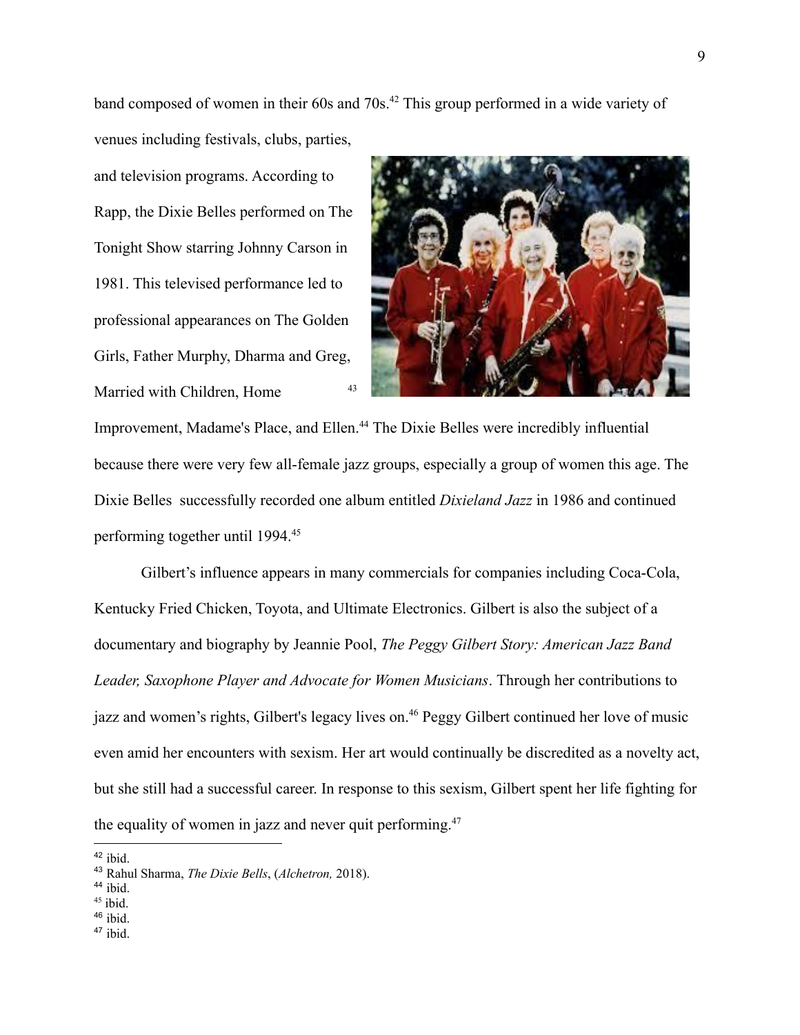band composed of women in their 60s and 70s.[42] This group performed in a wide variety of venues including festivals, clubs, parties, and television programs. According to Rapp, the Dixie Belles performed on The Tonight Show starring Johnny Carson in 1981. This televised performance led to professional appearances on The Golden Girls, Father Murphy, Dharma and Greg, Married with Children, Home Improvement, Madame's Place, and Ellen.[44] The Dixie Belles were incredibly influential because there were very few all-female jazz groups, especially a group of women this age. The Dixie Belles successfully recorded one album entitled *Dixieland Jazz* in 1986 and continued performing together until 1994.[45]

[43]

Gilbert's influence appears in many commercials for companies including Coca-Cola, Kentucky Fried Chicken, Toyota, and Ultimate Electronics. Gilbert is also the subject of a documentary and biography by Jeannie Pool, *The Peggy Gilbert Story: American Jazz Band Leader, Saxophone Player and Advocate for Women Musicians*. Through her contributions to jazz and women's rights, Gilbert's legacy lives on.[46] Peggy Gilbert continued her love of music even amid her encounters with sexism. Her art would continually be discredited as a novelty act, but she still had a successful career. In response to this sexism, Gilbert spent her life fighting for the equality of women in jazz and never quit performing.[47]

---

[42] ibid.
[43] Rahul Sharma, *The Dixie Bells*, (*Alchetron,* 2018).
[44] ibid.
[45] ibid.
[46] ibid.
[47] ibid.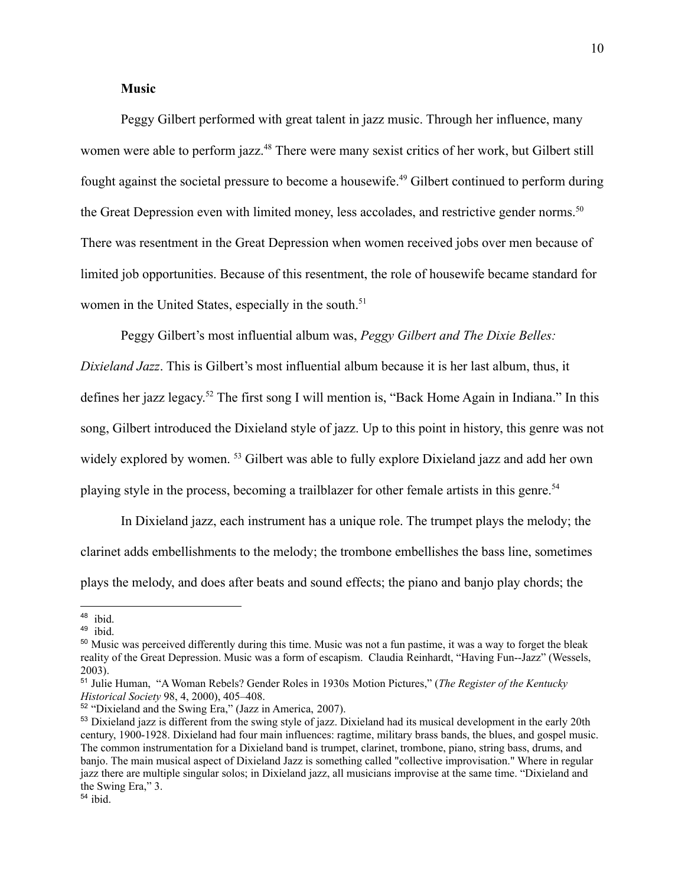**Music**

Peggy Gilbert performed with great talent in jazz music. Through her influence, many women were able to perform jazz.[48] There were many sexist critics of her work, but Gilbert still fought against the societal pressure to become a housewife.[49] Gilbert continued to perform during the Great Depression even with limited money, less accolades, and restrictive gender norms.[50] There was resentment in the Great Depression when women received jobs over men because of limited job opportunities. Because of this resentment, the role of housewife became standard for women in the United States, especially in the south.[51]

Peggy Gilbert's most influential album was, *Peggy Gilbert and The Dixie Belles: Dixieland Jazz*. This is Gilbert's most influential album because it is her last album, thus, it defines her jazz legacy.[52] The first song I will mention is, "Back Home Again in Indiana." In this song, Gilbert introduced the Dixieland style of jazz. Up to this point in history, this genre was not widely explored by women. [53] Gilbert was able to fully explore Dixieland jazz and add her own playing style in the process, becoming a trailblazer for other female artists in this genre.[54]

In Dixieland jazz, each instrument has a unique role. The trumpet plays the melody; the clarinet adds embellishments to the melody; the trombone embellishes the bass line, sometimes plays the melody, and does after beats and sound effects; the piano and banjo play chords; the

---

[48] ibid.

[49] ibid.

[50] Music was perceived differently during this time. Music was not a fun pastime, it was a way to forget the bleak reality of the Great Depression. Music was a form of escapism. Claudia Reinhardt, "Having Fun--Jazz" (Wessels, 2003).

[51] Julie Human, "A Woman Rebels? Gender Roles in 1930s Motion Pictures," (*The Register of the Kentucky Historical Society* 98, 4, 2000), 405–408.

[52] "Dixieland and the Swing Era," (Jazz in America, 2007).

[53] Dixieland jazz is different from the swing style of jazz. Dixieland had its musical development in the early 20th century, 1900-1928. Dixieland had four main influences: ragtime, military brass bands, the blues, and gospel music. The common instrumentation for a Dixieland band is trumpet, clarinet, trombone, piano, string bass, drums, and banjo. The main musical aspect of Dixieland Jazz is something called "collective improvisation." Where in regular jazz there are multiple singular solos; in Dixieland jazz, all musicians improvise at the same time. "Dixieland and the Swing Era," 3.

[54] ibid.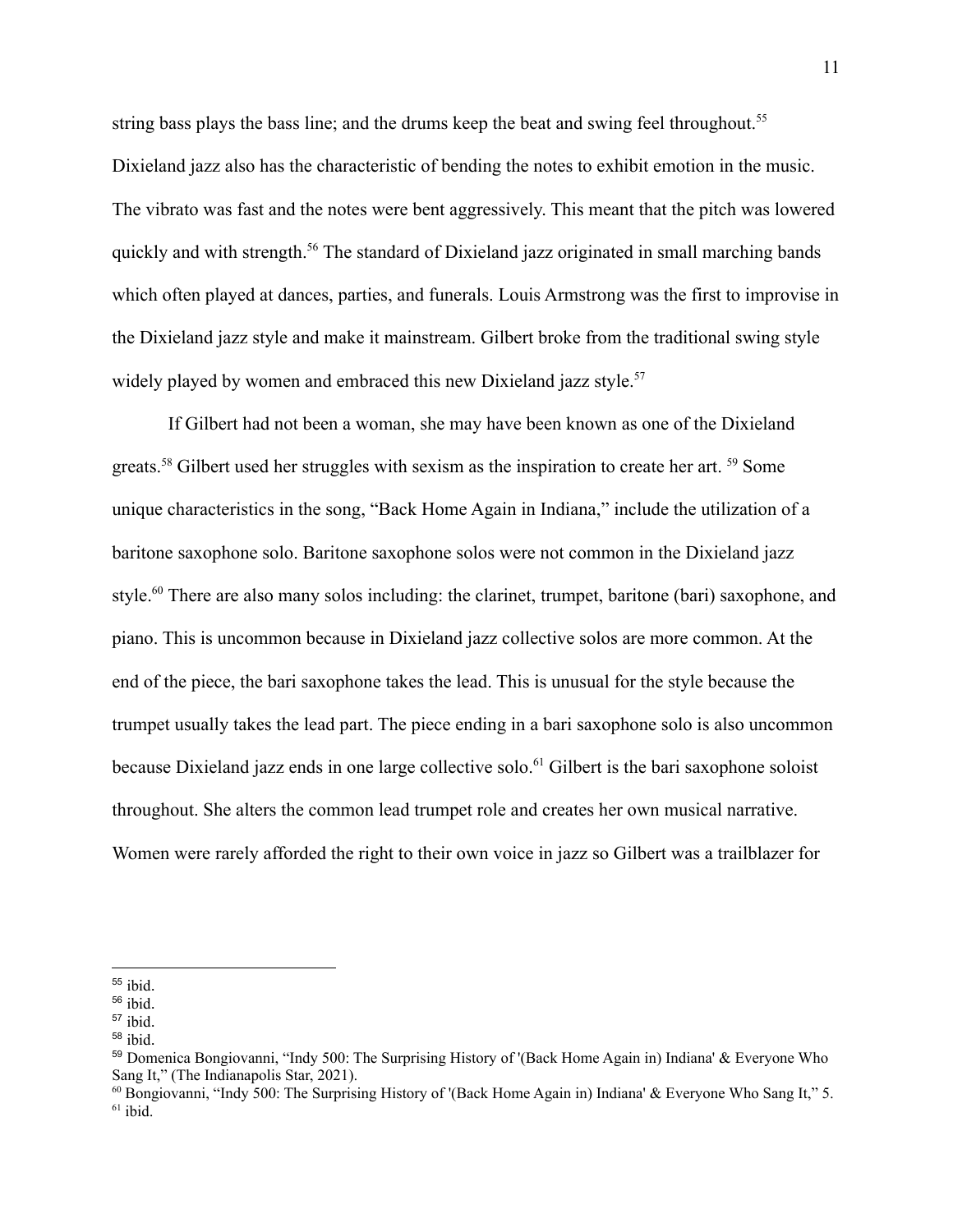string bass plays the bass line; and the drums keep the beat and swing feel throughout.[55] Dixieland jazz also has the characteristic of bending the notes to exhibit emotion in the music. The vibrato was fast and the notes were bent aggressively. This meant that the pitch was lowered quickly and with strength.[56] The standard of Dixieland jazz originated in small marching bands which often played at dances, parties, and funerals. Louis Armstrong was the first to improvise in the Dixieland jazz style and make it mainstream. Gilbert broke from the traditional swing style widely played by women and embraced this new Dixieland jazz style.[57]

If Gilbert had not been a woman, she may have been known as one of the Dixieland greats.[58] Gilbert used her struggles with sexism as the inspiration to create her art. [59] Some unique characteristics in the song, "Back Home Again in Indiana," include the utilization of a baritone saxophone solo. Baritone saxophone solos were not common in the Dixieland jazz style.[60] There are also many solos including: the clarinet, trumpet, baritone (bari) saxophone, and piano. This is uncommon because in Dixieland jazz collective solos are more common. At the end of the piece, the bari saxophone takes the lead. This is unusual for the style because the trumpet usually takes the lead part. The piece ending in a bari saxophone solo is also uncommon because Dixieland jazz ends in one large collective solo.[61] Gilbert is the bari saxophone soloist throughout. She alters the common lead trumpet role and creates her own musical narrative. Women were rarely afforded the right to their own voice in jazz so Gilbert was a trailblazer for

---

[55] ibid.

[56] ibid.

[57] ibid.

[58] ibid.

[59] Domenica Bongiovanni, "Indy 500: The Surprising History of '(Back Home Again in) Indiana' & Everyone Who Sang It," (The Indianapolis Star, 2021).

[60] Bongiovanni, "Indy 500: The Surprising History of '(Back Home Again in) Indiana' & Everyone Who Sang It," 5.

[61] ibid.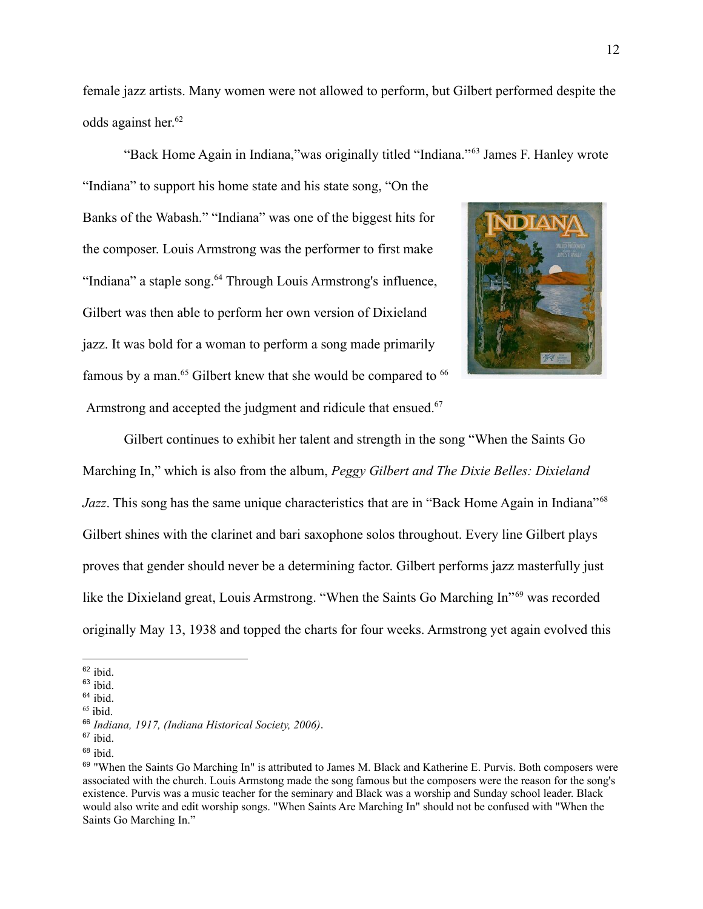female jazz artists. Many women were not allowed to perform, but Gilbert performed despite the odds against her.[62]

"Back Home Again in Indiana,"was originally titled "Indiana."[63] James F. Hanley wrote "Indiana" to support his home state and his state song, "On the Banks of the Wabash." "Indiana" was one of the biggest hits for the composer. Louis Armstrong was the performer to first make "Indiana" a staple song.[64] Through Louis Armstrong's influence, Gilbert was then able to perform her own version of Dixieland jazz. It was bold for a woman to perform a song made primarily famous by a man.[65] Gilbert knew that she would be compared to [66] Armstrong and accepted the judgment and ridicule that ensued.[67]

Gilbert continues to exhibit her talent and strength in the song "When the Saints Go Marching In," which is also from the album, *Peggy Gilbert and The Dixie Belles: Dixieland Jazz*. This song has the same unique characteristics that are in "Back Home Again in Indiana"[68] Gilbert shines with the clarinet and bari saxophone solos throughout. Every line Gilbert plays proves that gender should never be a determining factor. Gilbert performs jazz masterfully just like the Dixieland great, Louis Armstrong. "When the Saints Go Marching In"[69] was recorded originally May 13, 1938 and topped the charts for four weeks. Armstrong yet again evolved this

---

[62] ibid.
[63] ibid.
[64] ibid.
[65] ibid.
[66] *Indiana, 1917, (Indiana Historical Society, 2006)*.
[67] ibid.
[68] ibid.
[69] "When the Saints Go Marching In" is attributed to James M. Black and Katherine E. Purvis. Both composers were associated with the church. Louis Armstrong made the song famous but the composers were the reason for the song's existence. Purvis was a music teacher for the seminary and Black was a worship and Sunday school leader. Black would also write and edit worship songs. "When Saints Are Marching In" should not be confused with "When the Saints Go Marching In."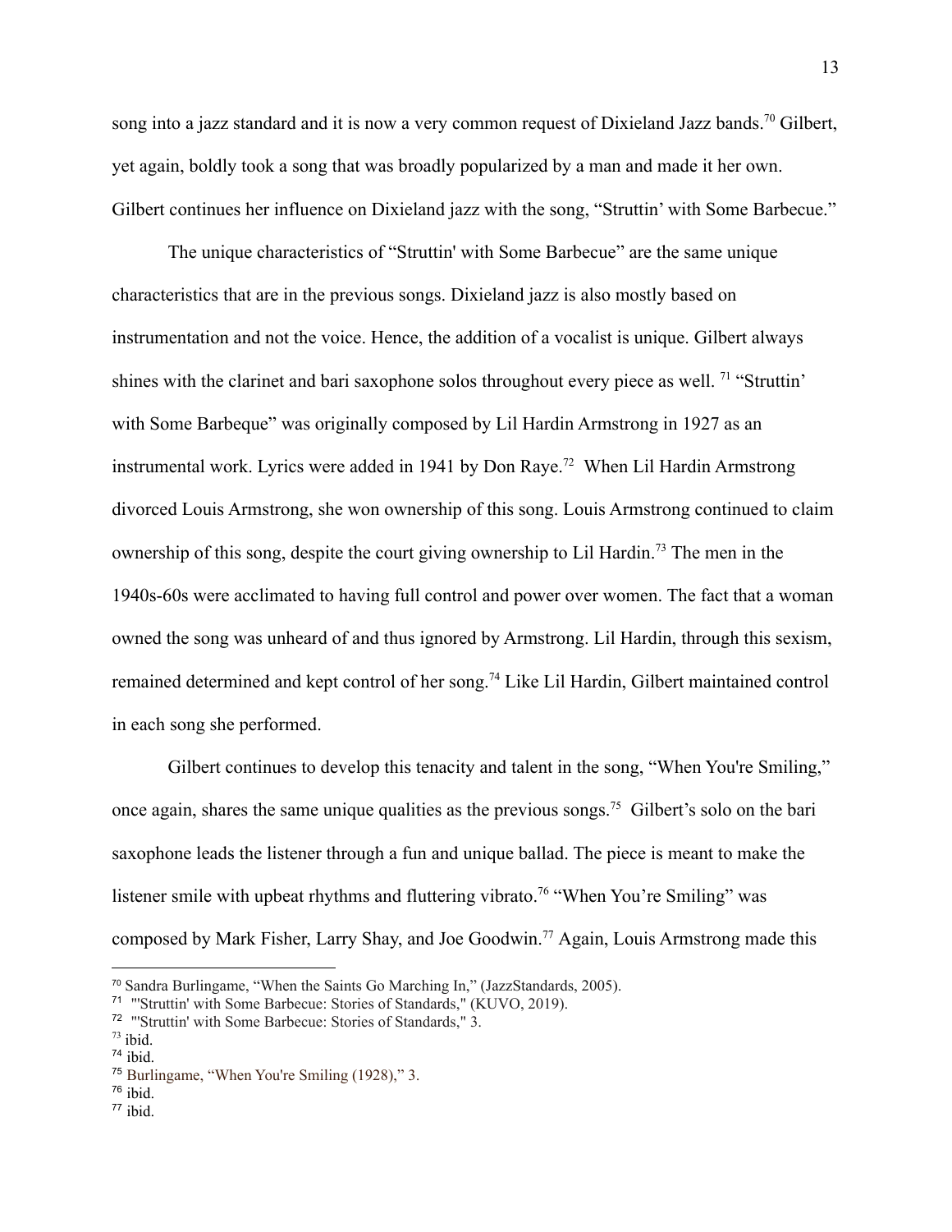song into a jazz standard and it is now a very common request of Dixieland Jazz bands.[70] Gilbert, yet again, boldly took a song that was broadly popularized by a man and made it her own. Gilbert continues her influence on Dixieland jazz with the song, "Struttin' with Some Barbecue."

The unique characteristics of "Struttin' with Some Barbecue" are the same unique characteristics that are in the previous songs. Dixieland jazz is also mostly based on instrumentation and not the voice. Hence, the addition of a vocalist is unique. Gilbert always shines with the clarinet and bari saxophone solos throughout every piece as well. [71] "Struttin' with Some Barbeque" was originally composed by Lil Hardin Armstrong in 1927 as an instrumental work. Lyrics were added in 1941 by Don Raye.[72] When Lil Hardin Armstrong divorced Louis Armstrong, she won ownership of this song. Louis Armstrong continued to claim ownership of this song, despite the court giving ownership to Lil Hardin.[73] The men in the 1940s-60s were acclimated to having full control and power over women. The fact that a woman owned the song was unheard of and thus ignored by Armstrong. Lil Hardin, through this sexism, remained determined and kept control of her song.[74] Like Lil Hardin, Gilbert maintained control in each song she performed.

Gilbert continues to develop this tenacity and talent in the song, "When You're Smiling," once again, shares the same unique qualities as the previous songs.[75] Gilbert's solo on the bari saxophone leads the listener through a fun and unique ballad. The piece is meant to make the listener smile with upbeat rhythms and fluttering vibrato.[76] "When You're Smiling" was composed by Mark Fisher, Larry Shay, and Joe Goodwin.[77] Again, Louis Armstrong made this

---

[70] Sandra Burlingame, "When the Saints Go Marching In," (JazzStandards, 2005).

[71] "'Struttin' with Some Barbecue: Stories of Standards," (KUVO, 2019).

[72] "'Struttin' with Some Barbecue: Stories of Standards," 3.

[73] ibid.

[74] ibid.

[75] Burlingame, "When You're Smiling (1928)," 3.

[76] ibid.

[77] ibid.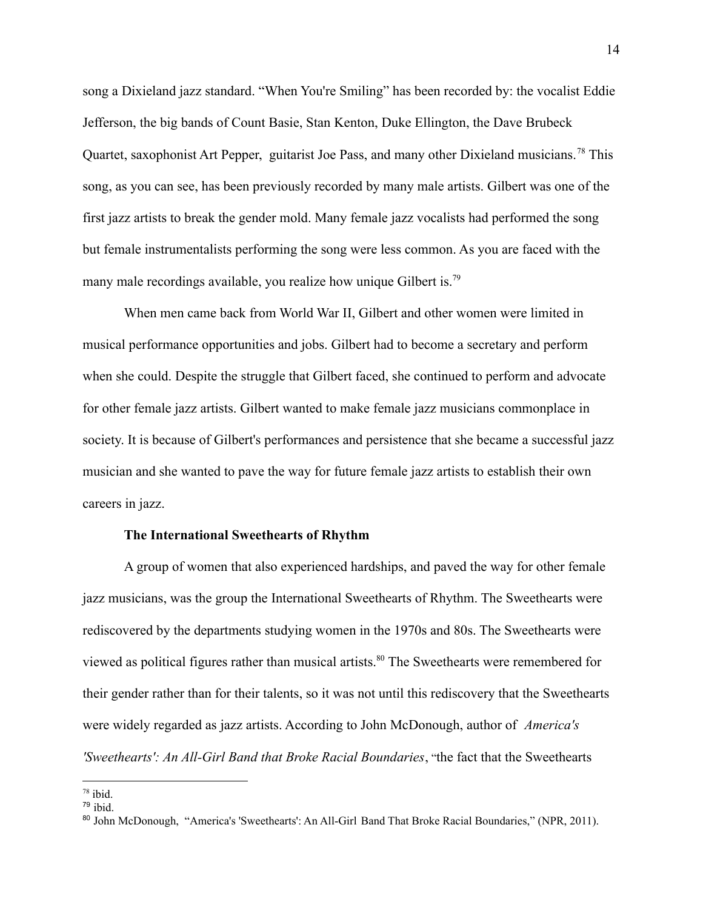song a Dixieland jazz standard. “When You're Smiling” has been recorded by: the vocalist Eddie Jefferson, the big bands of Count Basie, Stan Kenton, Duke Ellington, the Dave Brubeck Quartet, saxophonist Art Pepper, guitarist Joe Pass, and many other Dixieland musicians.[78] This song, as you can see, has been previously recorded by many male artists. Gilbert was one of the first jazz artists to break the gender mold. Many female jazz vocalists had performed the song but female instrumentalists performing the song were less common. As you are faced with the many male recordings available, you realize how unique Gilbert is.[79]

When men came back from World War II, Gilbert and other women were limited in musical performance opportunities and jobs. Gilbert had to become a secretary and perform when she could. Despite the struggle that Gilbert faced, she continued to perform and advocate for other female jazz artists. Gilbert wanted to make female jazz musicians commonplace in society. It is because of Gilbert's performances and persistence that she became a successful jazz musician and she wanted to pave the way for future female jazz artists to establish their own careers in jazz.

**The International Sweethearts of Rhythm**

A group of women that also experienced hardships, and paved the way for other female jazz musicians, was the group the International Sweethearts of Rhythm. The Sweethearts were rediscovered by the departments studying women in the 1970s and 80s. The Sweethearts were viewed as political figures rather than musical artists.[80] The Sweethearts were remembered for their gender rather than for their talents, so it was not until this rediscovery that the Sweethearts were widely regarded as jazz artists. According to John McDonough, author of *America's 'Sweethearts': An All-Girl Band that Broke Racial Boundaries*, “the fact that the Sweethearts

---

[78] ibid.

[79] ibid.

[80] John McDonough, “America's 'Sweethearts': An All-Girl Band That Broke Racial Boundaries,” (NPR, 2011).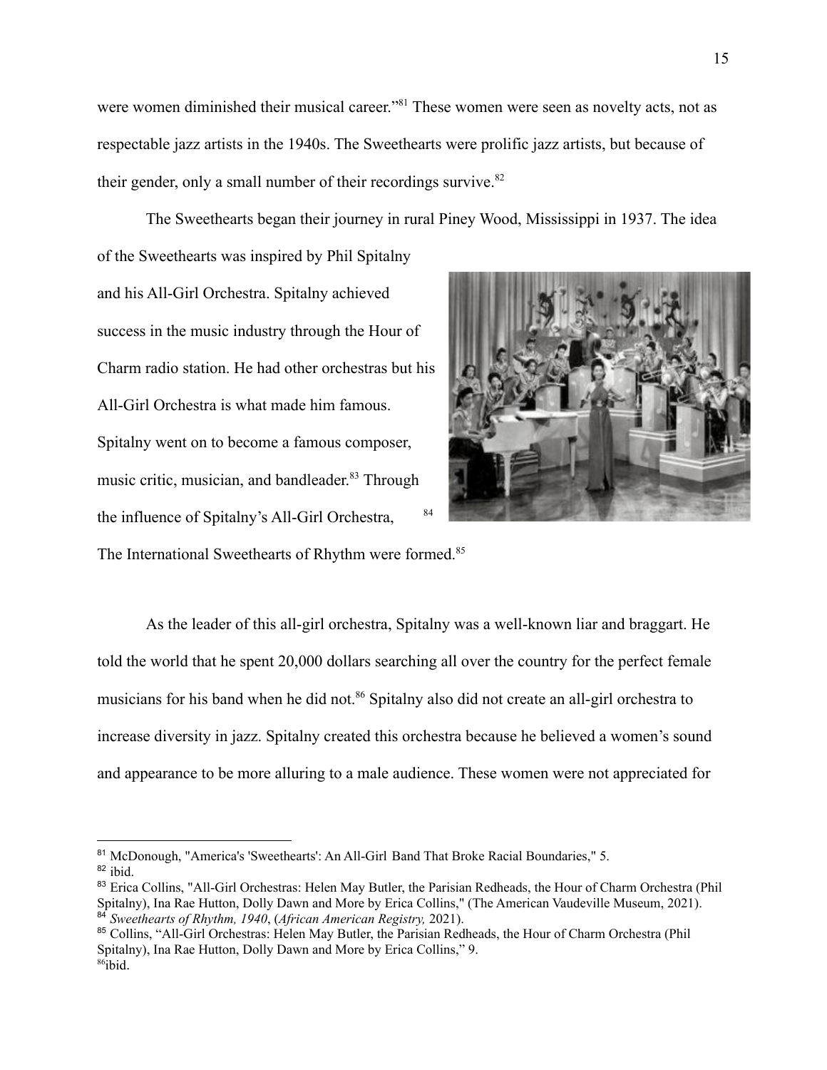were women diminished their musical career."[81] These women were seen as novelty acts, not as respectable jazz artists in the 1940s. The Sweethearts were prolific jazz artists, but because of their gender, only a small number of their recordings survive.[82]

The Sweethearts began their journey in rural Piney Wood, Mississippi in 1937. The idea of the Sweethearts was inspired by Phil Spitalny and his All-Girl Orchestra. Spitalny achieved success in the music industry through the Hour of Charm radio station. He had other orchestras but his All-Girl Orchestra is what made him famous. Spitalny went on to become a famous composer, music critic, musician, and bandleader.[83] Through the influence of Spitalny's All-Girl Orchestra, The International Sweethearts of Rhythm were formed.[85]

[84]

As the leader of this all-girl orchestra, Spitalny was a well-known liar and braggart. He told the world that he spent 20,000 dollars searching all over the country for the perfect female musicians for his band when he did not.[86] Spitalny also did not create an all-girl orchestra to increase diversity in jazz. Spitalny created this orchestra because he believed a women's sound and appearance to be more alluring to a male audience. These women were not appreciated for

---

[81] McDonough, "America's 'Sweethearts': An All-Girl Band That Broke Racial Boundaries," 5.

[82] ibid.

[83] Erica Collins, "All-Girl Orchestras: Helen May Butler, the Parisian Redheads, the Hour of Charm Orchestra (Phil Spitalny), Ina Rae Hutton, Dolly Dawn and More by Erica Collins," (The American Vaudeville Museum, 2021).

[84] *Sweethearts of Rhythm, 1940*, (*African American Registry,* 2021).

[85] Collins, "All-Girl Orchestras: Helen May Butler, the Parisian Redheads, the Hour of Charm Orchestra (Phil Spitalny), Ina Rae Hutton, Dolly Dawn and More by Erica Collins," 9.

[86] ibid.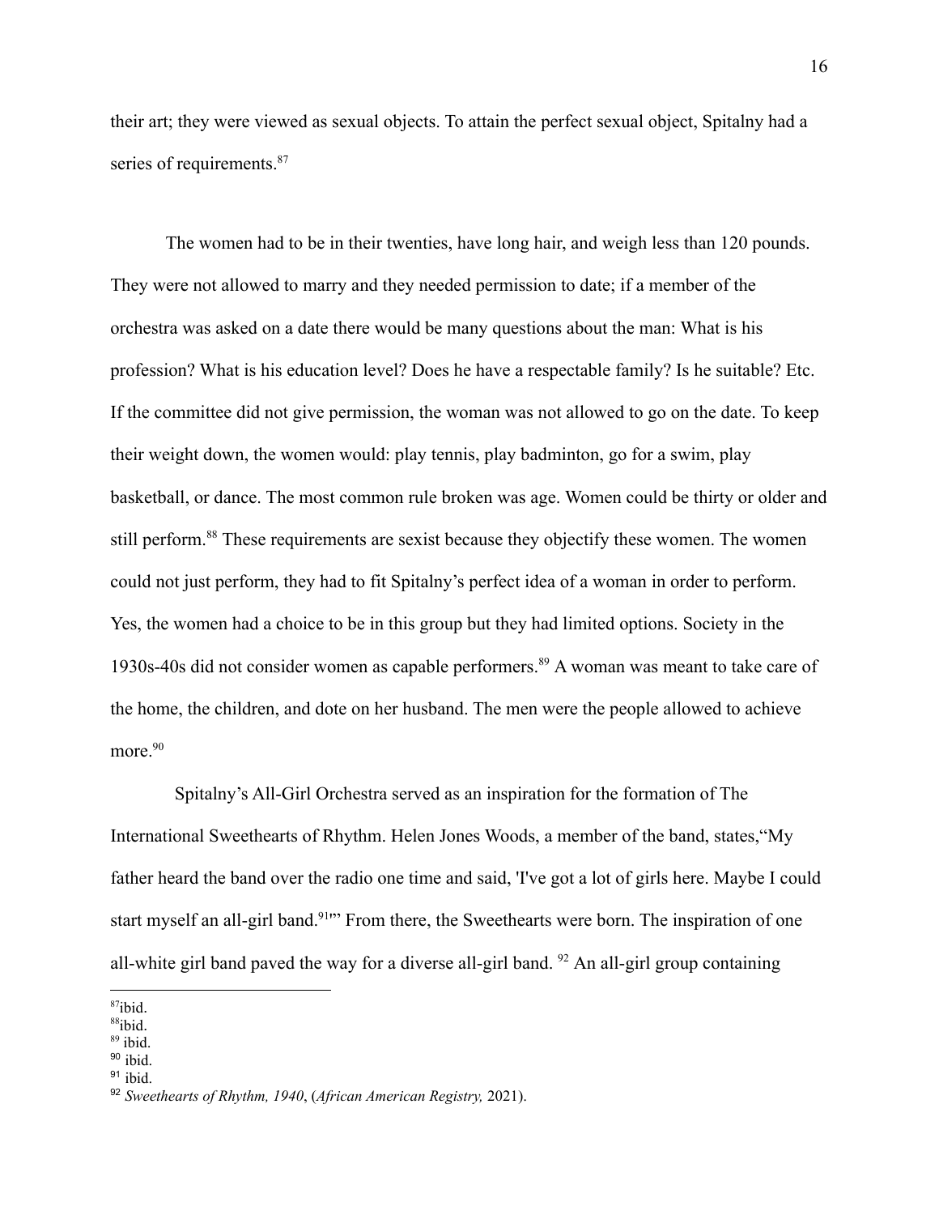their art; they were viewed as sexual objects. To attain the perfect sexual object, Spitalny had a series of requirements.[87]

The women had to be in their twenties, have long hair, and weigh less than 120 pounds. They were not allowed to marry and they needed permission to date; if a member of the orchestra was asked on a date there would be many questions about the man: What is his profession? What is his education level? Does he have a respectable family? Is he suitable? Etc. If the committee did not give permission, the woman was not allowed to go on the date. To keep their weight down, the women would: play tennis, play badminton, go for a swim, play basketball, or dance. The most common rule broken was age. Women could be thirty or older and still perform.[88] These requirements are sexist because they objectify these women. The women could not just perform, they had to fit Spitalny's perfect idea of a woman in order to perform. Yes, the women had a choice to be in this group but they had limited options. Society in the 1930s-40s did not consider women as capable performers.[89] A woman was meant to take care of the home, the children, and dote on her husband. The men were the people allowed to achieve more.[90]

Spitalny's All-Girl Orchestra served as an inspiration for the formation of The International Sweethearts of Rhythm. Helen Jones Woods, a member of the band, states,"My father heard the band over the radio one time and said, 'I've got a lot of girls here. Maybe I could start myself an all-girl band.[91]'" From there, the Sweethearts were born. The inspiration of one all-white girl band paved the way for a diverse all-girl band. [92] An all-girl group containing

---

[87] ibid.

[88] ibid.

[89] ibid.

[90] ibid.

[91] ibid.

[92] *Sweethearts of Rhythm, 1940*, (*African American Registry,* 2021).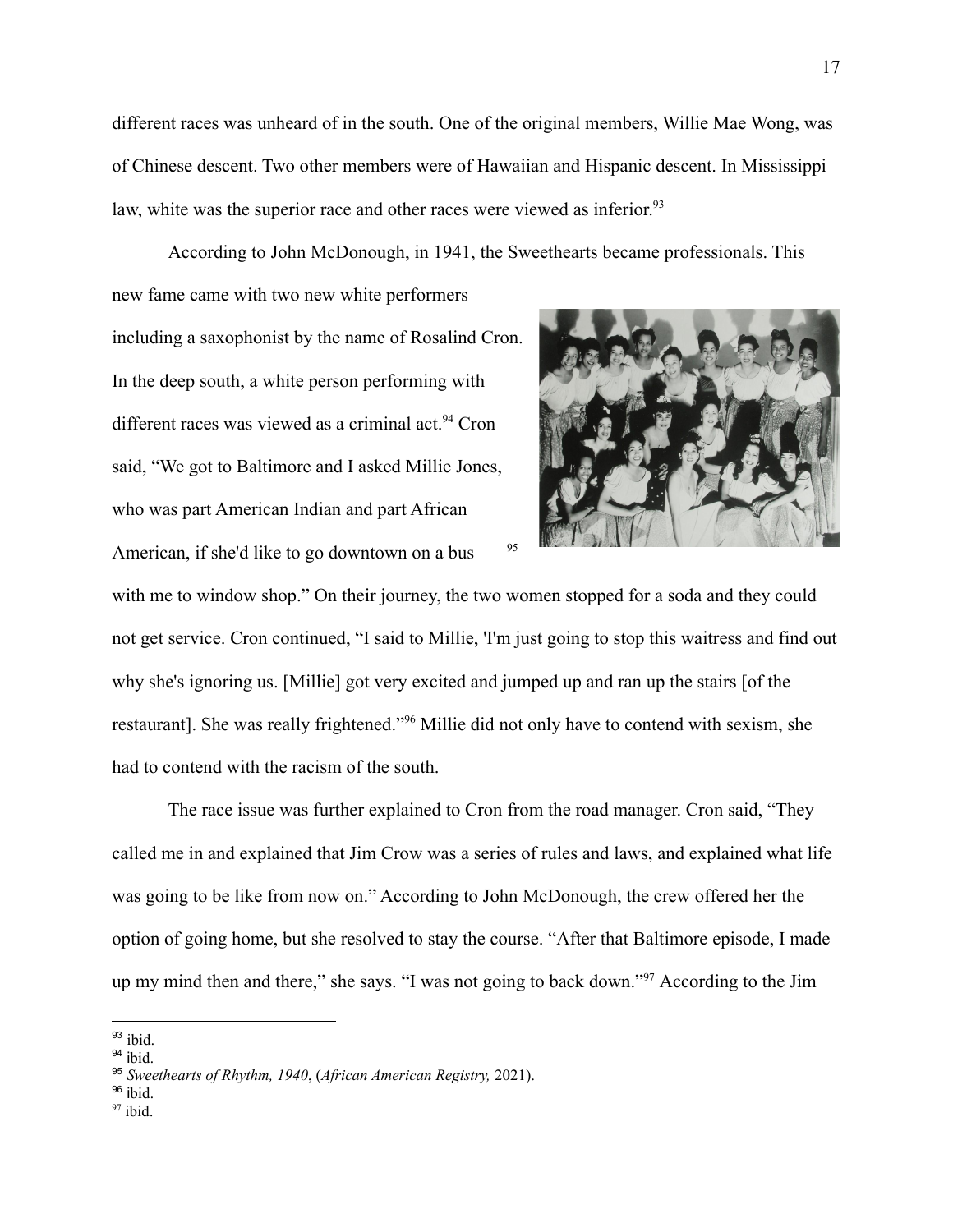different races was unheard of in the south. One of the original members, Willie Mae Wong, was of Chinese descent. Two other members were of Hawaiian and Hispanic descent. In Mississippi law, white was the superior race and other races were viewed as inferior.[93]

According to John McDonough, in 1941, the Sweethearts became professionals. This new fame came with two new white performers including a saxophonist by the name of Rosalind Cron. In the deep south, a white person performing with different races was viewed as a criminal act.[94] Cron said, "We got to Baltimore and I asked Millie Jones, who was part American Indian and part African American, if she'd like to go downtown on a bus [95] with me to window shop." On their journey, the two women stopped for a soda and they could not get service. Cron continued, "I said to Millie, 'I'm just going to stop this waitress and find out why she's ignoring us. [Millie] got very excited and jumped up and ran up the stairs [of the restaurant]. She was really frightened."[96] Millie did not only have to contend with sexism, she had to contend with the racism of the south.

The race issue was further explained to Cron from the road manager. Cron said, "They called me in and explained that Jim Crow was a series of rules and laws, and explained what life was going to be like from now on." According to John McDonough, the crew offered her the option of going home, but she resolved to stay the course. "After that Baltimore episode, I made up my mind then and there," she says. "I was not going to back down."[97] According to the Jim

---

[93] ibid.

[94] ibid.

[95] *Sweethearts of Rhythm, 1940*, (*African American Registry,* 2021).

[96] ibid.

[97] ibid.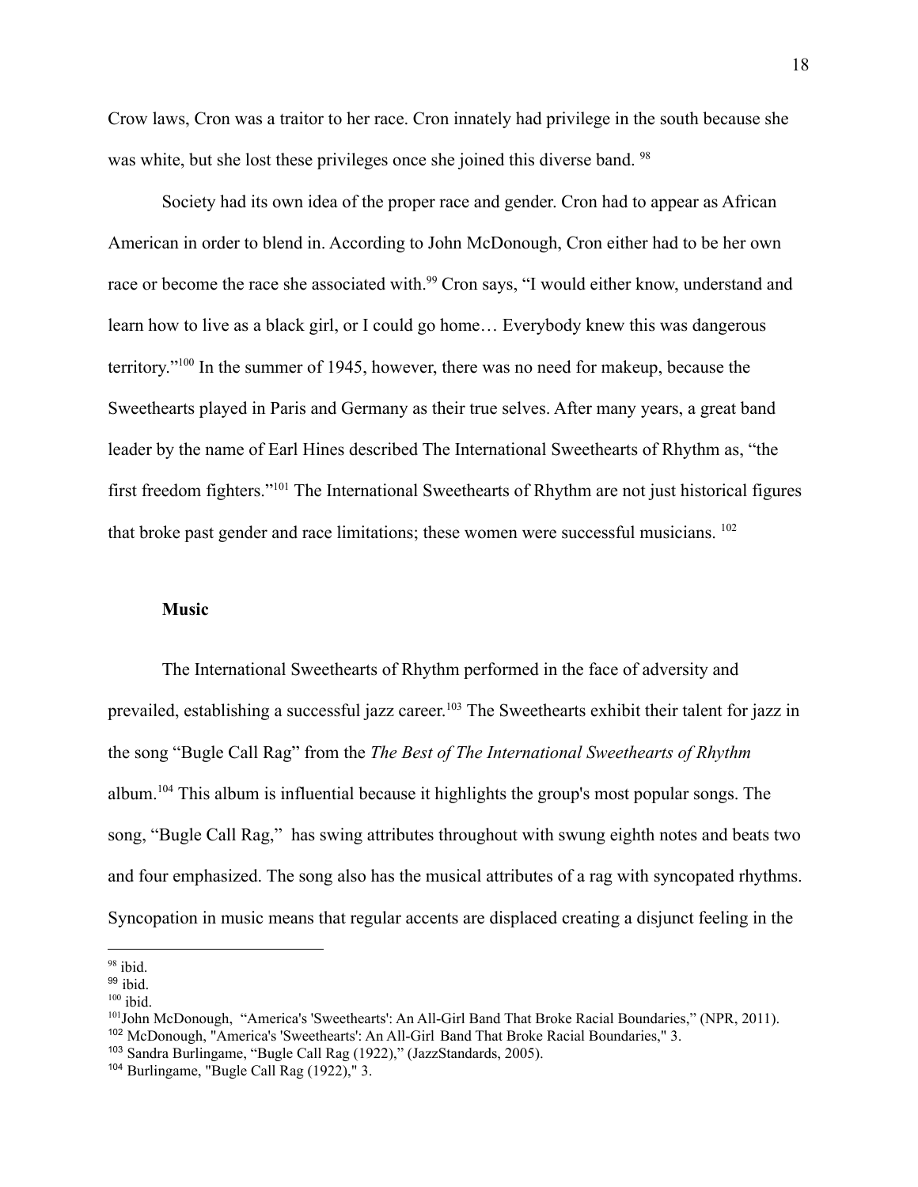Crow laws, Cron was a traitor to her race. Cron innately had privilege in the south because she was white, but she lost these privileges once she joined this diverse band. [98]

Society had its own idea of the proper race and gender. Cron had to appear as African American in order to blend in. According to John McDonough, Cron either had to be her own race or become the race she associated with.[99] Cron says, "I would either know, understand and learn how to live as a black girl, or I could go home… Everybody knew this was dangerous territory."[100] In the summer of 1945, however, there was no need for makeup, because the Sweethearts played in Paris and Germany as their true selves. After many years, a great band leader by the name of Earl Hines described The International Sweethearts of Rhythm as, "the first freedom fighters."[101] The International Sweethearts of Rhythm are not just historical figures that broke past gender and race limitations; these women were successful musicians. [102]

### Music

The International Sweethearts of Rhythm performed in the face of adversity and prevailed, establishing a successful jazz career.[103] The Sweethearts exhibit their talent for jazz in the song "Bugle Call Rag" from the *The Best of The International Sweethearts of Rhythm* album.[104] This album is influential because it highlights the group's most popular songs. The song, "Bugle Call Rag," has swing attributes throughout with swung eighth notes and beats two and four emphasized. The song also has the musical attributes of a rag with syncopated rhythms. Syncopation in music means that regular accents are displaced creating a disjunct feeling in the

---

[98] ibid.
[99] ibid.
[100] ibid.
[101] John McDonough, "America's 'Sweethearts': An All-Girl Band That Broke Racial Boundaries," (NPR, 2011).
[102] McDonough, "America's 'Sweethearts': An All-Girl Band That Broke Racial Boundaries," 3.
[103] Sandra Burlingame, "Bugle Call Rag (1922)," (JazzStandards, 2005).
[104] Burlingame, "Bugle Call Rag (1922)," 3.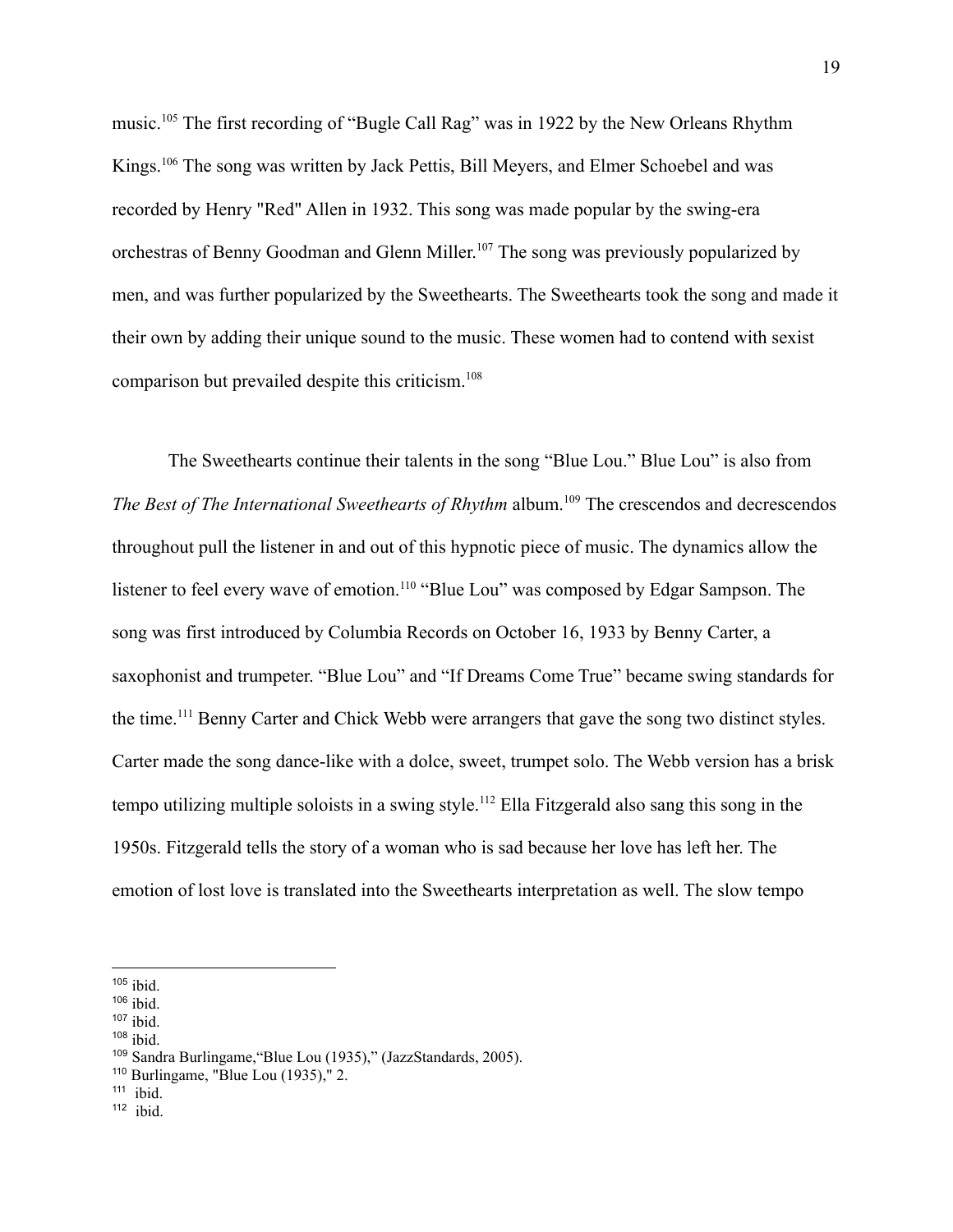music.[105] The first recording of "Bugle Call Rag" was in 1922 by the New Orleans Rhythm Kings.[106] The song was written by Jack Pettis, Bill Meyers, and Elmer Schoebel and was recorded by Henry "Red" Allen in 1932. This song was made popular by the swing-era orchestras of Benny Goodman and Glenn Miller.[107] The song was previously popularized by men, and was further popularized by the Sweethearts. The Sweethearts took the song and made it their own by adding their unique sound to the music. These women had to contend with sexist comparison but prevailed despite this criticism.[108]

The Sweethearts continue their talents in the song "Blue Lou." Blue Lou" is also from *The Best of The International Sweethearts of Rhythm* album.[109] The crescendos and decrescendos throughout pull the listener in and out of this hypnotic piece of music. The dynamics allow the listener to feel every wave of emotion.[110] "Blue Lou" was composed by Edgar Sampson. The song was first introduced by Columbia Records on October 16, 1933 by Benny Carter, a saxophonist and trumpeter. "Blue Lou" and "If Dreams Come True" became swing standards for the time.[111] Benny Carter and Chick Webb were arrangers that gave the song two distinct styles. Carter made the song dance-like with a dolce, sweet, trumpet solo. The Webb version has a brisk tempo utilizing multiple soloists in a swing style.[112] Ella Fitzgerald also sang this song in the 1950s. Fitzgerald tells the story of a woman who is sad because her love has left her. The emotion of lost love is translated into the Sweethearts interpretation as well. The slow tempo

---

[105] ibid.
[106] ibid.
[107] ibid.
[108] ibid.
[109] Sandra Burlingame,"Blue Lou (1935)," (JazzStandards, 2005).
[110] Burlingame, "Blue Lou (1935)," 2.
[111] ibid.
[112] ibid.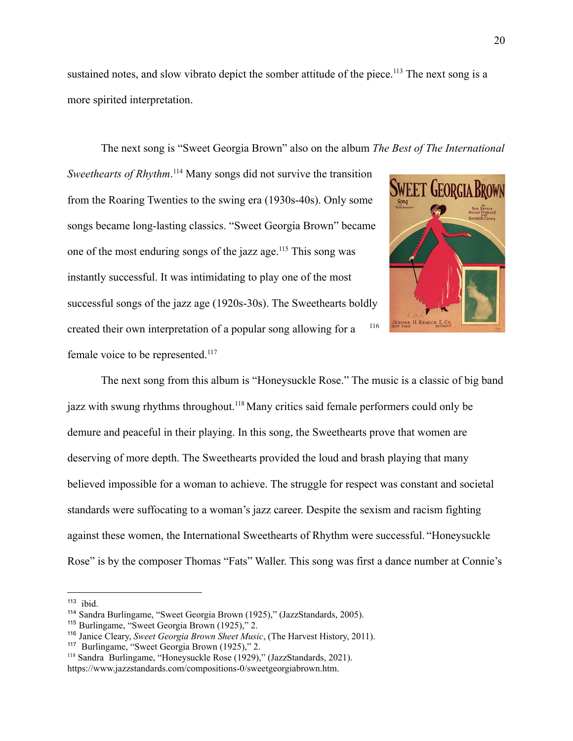sustained notes, and slow vibrato depict the somber attitude of the piece.[113] The next song is a more spirited interpretation.

The next song is "Sweet Georgia Brown" also on the album *The Best of The International Sweethearts of Rhythm*.[114] Many songs did not survive the transition from the Roaring Twenties to the swing era (1930s-40s). Only some songs became long-lasting classics. "Sweet Georgia Brown" became one of the most enduring songs of the jazz age.[115] This song was instantly successful. It was intimidating to play one of the most successful songs of the jazz age (1920s-30s). The Sweethearts boldly created their own interpretation of a popular song allowing for a female voice to be represented.[117]

[116]

The next song from this album is "Honeysuckle Rose." The music is a classic of big band jazz with swung rhythms throughout.[118] Many critics said female performers could only be demure and peaceful in their playing. In this song, the Sweethearts prove that women are deserving of more depth. The Sweethearts provided the loud and brash playing that many believed impossible for a woman to achieve. The struggle for respect was constant and societal standards were suffocating to a woman's jazz career. Despite the sexism and racism fighting against these women, the International Sweethearts of Rhythm were successful. "Honeysuckle Rose" is by the composer Thomas "Fats" Waller. This song was first a dance number at Connie's

---

[113] ibid.

[114] Sandra Burlingame, "Sweet Georgia Brown (1925)," (JazzStandards, 2005).

[115] Burlingame, "Sweet Georgia Brown (1925)," 2.

[116] Janice Cleary, *Sweet Georgia Brown Sheet Music*, (The Harvest History, 2011).

[117] Burlingame, "Sweet Georgia Brown (1925)," 2.

[118] Sandra Burlingame, "Honeysuckle Rose (1929)," (JazzStandards, 2021). https://www.jazzstandards.com/compositions-0/sweetgeorgiabrown.htm.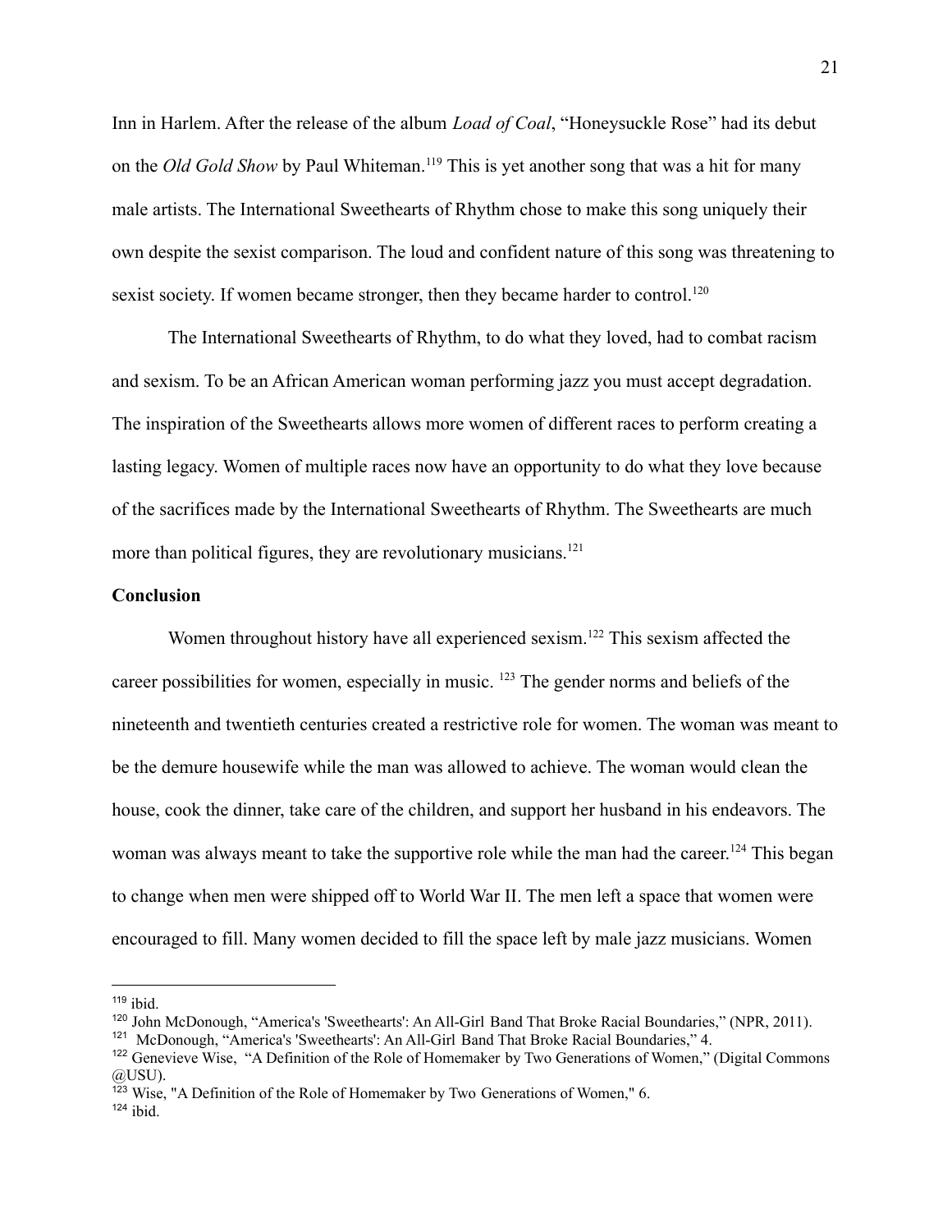Inn in Harlem. After the release of the album *Load of Coal*, "Honeysuckle Rose" had its debut on the *Old Gold Show* by Paul Whiteman.[119] This is yet another song that was a hit for many male artists. The International Sweethearts of Rhythm chose to make this song uniquely their own despite the sexist comparison. The loud and confident nature of this song was threatening to sexist society. If women became stronger, then they became harder to control.[120]

The International Sweethearts of Rhythm, to do what they loved, had to combat racism and sexism. To be an African American woman performing jazz you must accept degradation. The inspiration of the Sweethearts allows more women of different races to perform creating a lasting legacy. Women of multiple races now have an opportunity to do what they love because of the sacrifices made by the International Sweethearts of Rhythm. The Sweethearts are much more than political figures, they are revolutionary musicians.[121]

**Conclusion**

Women throughout history have all experienced sexism.[122] This sexism affected the career possibilities for women, especially in music. [123] The gender norms and beliefs of the nineteenth and twentieth centuries created a restrictive role for women. The woman was meant to be the demure housewife while the man was allowed to achieve. The woman would clean the house, cook the dinner, take care of the children, and support her husband in his endeavors. The woman was always meant to take the supportive role while the man had the career.[124] This began to change when men were shipped off to World War II. The men left a space that women were encouraged to fill. Many women decided to fill the space left by male jazz musicians. Women

---

[119] ibid.

[120] John McDonough, "America's 'Sweethearts': An All-Girl Band That Broke Racial Boundaries," (NPR, 2011).

[121] McDonough, "America's 'Sweethearts': An All-Girl Band That Broke Racial Boundaries," 4.

[122] Genevieve Wise, "A Definition of the Role of Homemaker by Two Generations of Women," (Digital Commons @USU).

[123] Wise, "A Definition of the Role of Homemaker by Two Generations of Women," 6.

[124] ibid.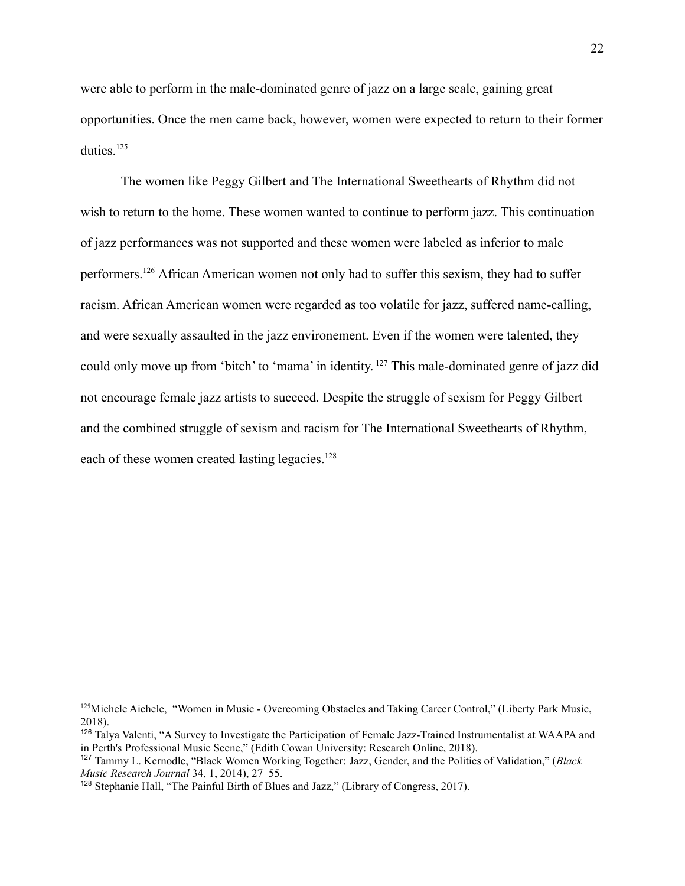were able to perform in the male-dominated genre of jazz on a large scale, gaining great opportunities. Once the men came back, however, women were expected to return to their former duties.[125]

The women like Peggy Gilbert and The International Sweethearts of Rhythm did not wish to return to the home. These women wanted to continue to perform jazz. This continuation of jazz performances was not supported and these women were labeled as inferior to male performers.[126] African American women not only had to suffer this sexism, they had to suffer racism. African American women were regarded as too volatile for jazz, suffered name-calling, and were sexually assaulted in the jazz environement. Even if the women were talented, they could only move up from 'bitch' to 'mama' in identity.[127] This male-dominated genre of jazz did not encourage female jazz artists to succeed. Despite the struggle of sexism for Peggy Gilbert and the combined struggle of sexism and racism for The International Sweethearts of Rhythm, each of these women created lasting legacies.[128]

---

[125] Michele Aichele, "Women in Music - Overcoming Obstacles and Taking Career Control," (Liberty Park Music, 2018).

[126] Talya Valenti, "A Survey to Investigate the Participation of Female Jazz-Trained Instrumentalist at WAAPA and in Perth's Professional Music Scene," (Edith Cowan University: Research Online, 2018).

[127] Tammy L. Kernodle, "Black Women Working Together: Jazz, Gender, and the Politics of Validation," (*Black Music Research Journal* 34, 1, 2014), 27–55.

[128] Stephanie Hall, "The Painful Birth of Blues and Jazz," (Library of Congress, 2017).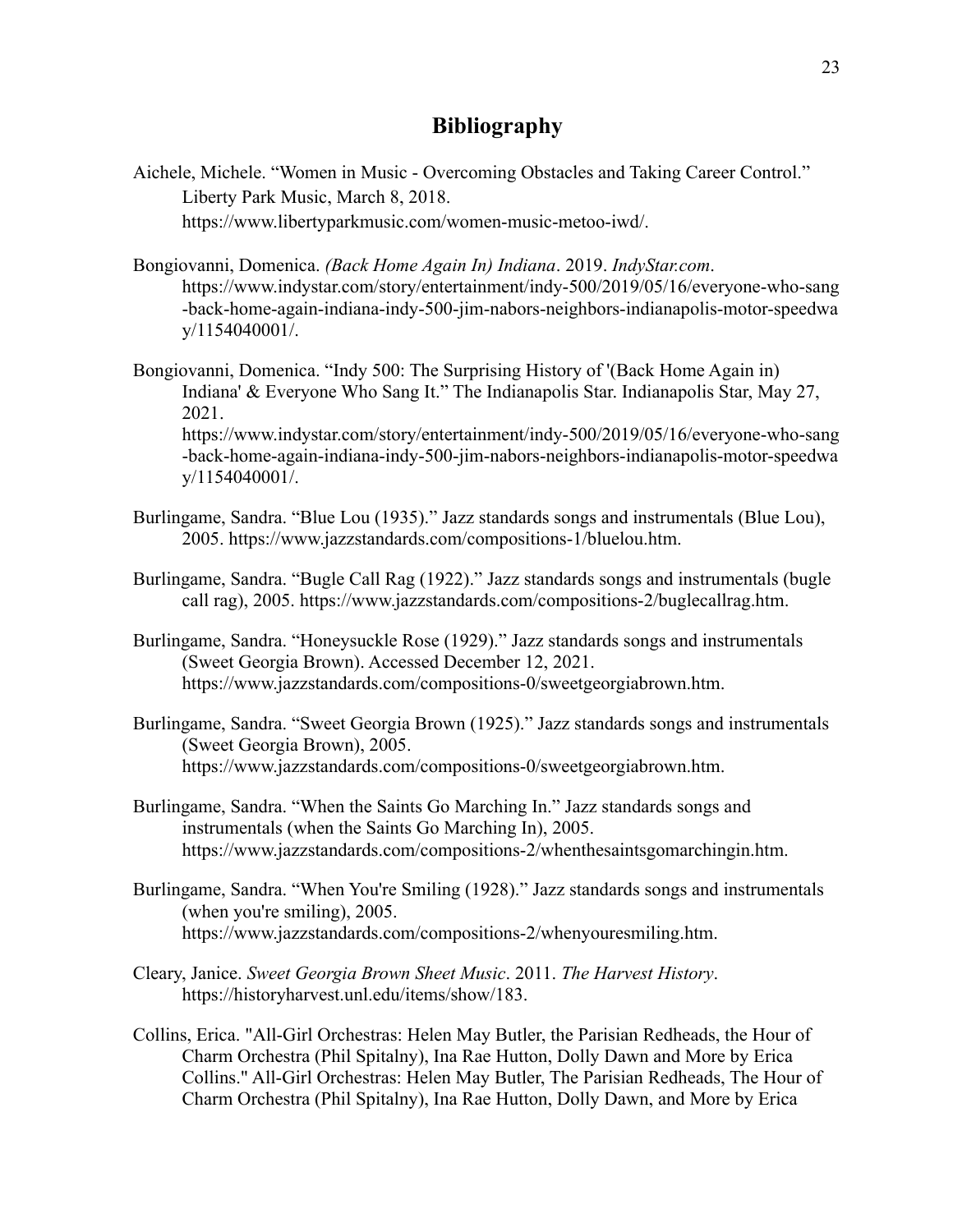# Bibliography

Aichele, Michele. “Women in Music - Overcoming Obstacles and Taking Career Control.” Liberty Park Music, March 8, 2018. https://www.libertyparkmusic.com/women-music-metoo-iwd/.

Bongiovanni, Domenica. *(Back Home Again In) Indiana*. 2019. *IndyStar.com*. https://www.indystar.com/story/entertainment/indy-500/2019/05/16/everyone-who-sang-back-home-again-indiana-indy-500-jim-nabors-neighbors-indianapolis-motor-speedway/1154040001/.

Bongiovanni, Domenica. “Indy 500: The Surprising History of '(Back Home Again in) Indiana' & Everyone Who Sang It.” The Indianapolis Star. Indianapolis Star, May 27, 2021. https://www.indystar.com/story/entertainment/indy-500/2019/05/16/everyone-who-sang-back-home-again-indiana-indy-500-jim-nabors-neighbors-indianapolis-motor-speedway/1154040001/.

Burlingame, Sandra. “Blue Lou (1935).” Jazz standards songs and instrumentals (Blue Lou), 2005. https://www.jazzstandards.com/compositions-1/bluelou.htm.

Burlingame, Sandra. “Bugle Call Rag (1922).” Jazz standards songs and instrumentals (bugle call rag), 2005. https://www.jazzstandards.com/compositions-2/buglecallrag.htm.

Burlingame, Sandra. “Honeysuckle Rose (1929).” Jazz standards songs and instrumentals (Sweet Georgia Brown). Accessed December 12, 2021. https://www.jazzstandards.com/compositions-0/sweetgeorgiabrown.htm.

Burlingame, Sandra. “Sweet Georgia Brown (1925).” Jazz standards songs and instrumentals (Sweet Georgia Brown), 2005. https://www.jazzstandards.com/compositions-0/sweetgeorgiabrown.htm.

Burlingame, Sandra. “When the Saints Go Marching In.” Jazz standards songs and instrumentals (when the Saints Go Marching In), 2005. https://www.jazzstandards.com/compositions-2/whenthesaintsgomarchingin.htm.

Burlingame, Sandra. “When You're Smiling (1928).” Jazz standards songs and instrumentals (when you're smiling), 2005. https://www.jazzstandards.com/compositions-2/whenyouresmiling.htm.

Cleary, Janice. *Sweet Georgia Brown Sheet Music*. 2011. *The Harvest History*. https://historyharvest.unl.edu/items/show/183.

Collins, Erica. "All-Girl Orchestras: Helen May Butler, the Parisian Redheads, the Hour of Charm Orchestra (Phil Spitalny), Ina Rae Hutton, Dolly Dawn and More by Erica Collins." All-Girl Orchestras: Helen May Butler, The Parisian Redheads, The Hour of Charm Orchestra (Phil Spitalny), Ina Rae Hutton, Dolly Dawn, and More by Erica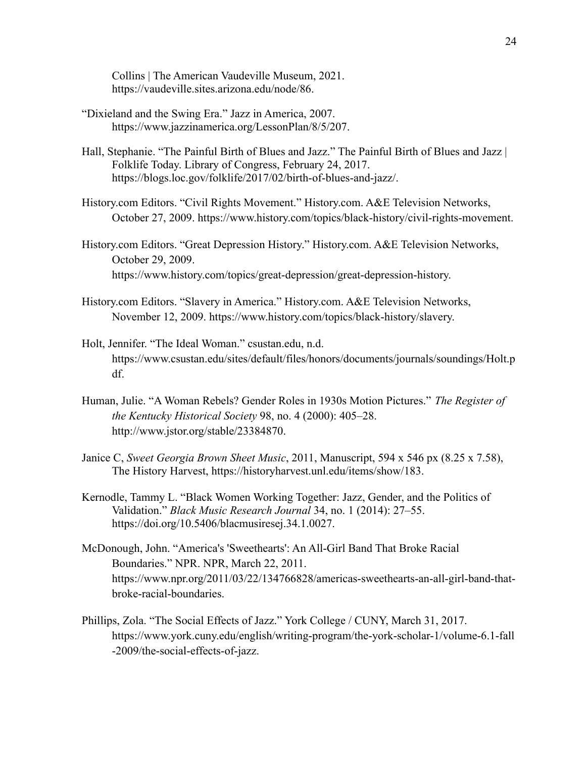Collins | The American Vaudeville Museum, 2021. https://vaudeville.sites.arizona.edu/node/86.

"Dixieland and the Swing Era." Jazz in America, 2007. https://www.jazzinamerica.org/LessonPlan/8/5/207.

Hall, Stephanie. "The Painful Birth of Blues and Jazz." The Painful Birth of Blues and Jazz | Folklife Today. Library of Congress, February 24, 2017. https://blogs.loc.gov/folklife/2017/02/birth-of-blues-and-jazz/.

History.com Editors. "Civil Rights Movement." History.com. A&E Television Networks, October 27, 2009. https://www.history.com/topics/black-history/civil-rights-movement.

History.com Editors. "Great Depression History." History.com. A&E Television Networks, October 29, 2009. https://www.history.com/topics/great-depression/great-depression-history.

History.com Editors. "Slavery in America." History.com. A&E Television Networks, November 12, 2009. https://www.history.com/topics/black-history/slavery.

Holt, Jennifer. "The Ideal Woman." csustan.edu, n.d. https://www.csustan.edu/sites/default/files/honors/documents/journals/soundings/Holt.pdf.

Human, Julie. "A Woman Rebels? Gender Roles in 1930s Motion Pictures." *The Register of the Kentucky Historical Society* 98, no. 4 (2000): 405–28. http://www.jstor.org/stable/23384870.

Janice C, *Sweet Georgia Brown Sheet Music*, 2011, Manuscript, 594 x 546 px (8.25 x 7.58), The History Harvest, https://historyharvest.unl.edu/items/show/183.

Kernodle, Tammy L. "Black Women Working Together: Jazz, Gender, and the Politics of Validation." *Black Music Research Journal* 34, no. 1 (2014): 27–55. https://doi.org/10.5406/blacmusiresej.34.1.0027.

McDonough, John. "America's 'Sweethearts': An All-Girl Band That Broke Racial Boundaries." NPR. NPR, March 22, 2011. https://www.npr.org/2011/03/22/134766828/americas-sweethearts-an-all-girl-band-that-broke-racial-boundaries.

Phillips, Zola. "The Social Effects of Jazz." York College / CUNY, March 31, 2017. https://www.york.cuny.edu/english/writing-program/the-york-scholar-1/volume-6.1-fall-2009/the-social-effects-of-jazz.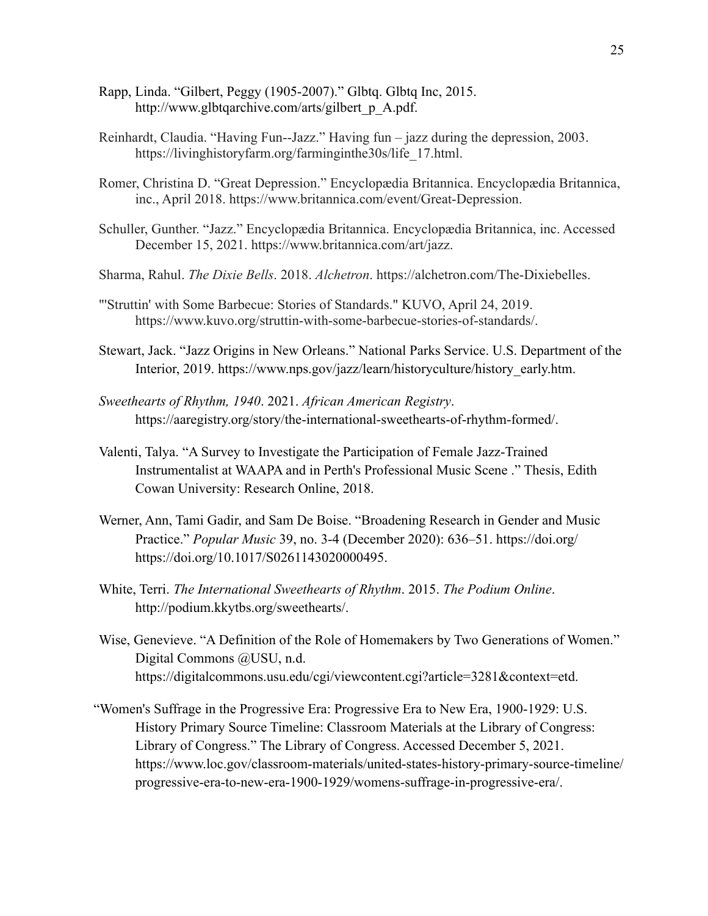Rapp, Linda. “Gilbert, Peggy (1905-2007).” Glbtq. Glbtq Inc, 2015. http://www.glbtqarchive.com/arts/gilbert_p_A.pdf.

Reinhardt, Claudia. “Having Fun--Jazz.” Having fun – jazz during the depression, 2003. https://livinghistoryfarm.org/farminginthe30s/life_17.html.

Romer, Christina D. “Great Depression.” Encyclopædia Britannica. Encyclopædia Britannica, inc., April 2018. https://www.britannica.com/event/Great-Depression.

Schuller, Gunther. “Jazz.” Encyclopædia Britannica. Encyclopædia Britannica, inc. Accessed December 15, 2021. https://www.britannica.com/art/jazz.

Sharma, Rahul. *The Dixie Bells*. 2018. *Alchetron*. https://alchetron.com/The-Dixiebelles.

"'Struttin' with Some Barbecue: Stories of Standards." KUVO, April 24, 2019. https://www.kuvo.org/struttin-with-some-barbecue-stories-of-standards/.

Stewart, Jack. “Jazz Origins in New Orleans.” National Parks Service. U.S. Department of the Interior, 2019. https://www.nps.gov/jazz/learn/historyculture/history_early.htm.

*Sweethearts of Rhythm, 1940*. 2021. *African American Registry*. https://aaregistry.org/story/the-international-sweethearts-of-rhythm-formed/.

Valenti, Talya. “A Survey to Investigate the Participation of Female Jazz-Trained Instrumentalist at WAAPA and in Perth's Professional Music Scene .” Thesis, Edith Cowan University: Research Online, 2018.

Werner, Ann, Tami Gadir, and Sam De Boise. “Broadening Research in Gender and Music Practice.” *Popular Music* 39, no. 3-4 (December 2020): 636–51. https://doi.org/ https://doi.org/10.1017/S0261143020000495.

White, Terri. *The International Sweethearts of Rhythm*. 2015. *The Podium Online*. http://podium.kkytbs.org/sweethearts/.

Wise, Genevieve. “A Definition of the Role of Homemakers by Two Generations of Women.” Digital Commons @USU, n.d. https://digitalcommons.usu.edu/cgi/viewcontent.cgi?article=3281&context=etd.

“Women's Suffrage in the Progressive Era: Progressive Era to New Era, 1900-1929: U.S. History Primary Source Timeline: Classroom Materials at the Library of Congress: Library of Congress.” The Library of Congress. Accessed December 5, 2021. https://www.loc.gov/classroom-materials/united-states-history-primary-source-timeline/progressive-era-to-new-era-1900-1929/womens-suffrage-in-progressive-era/.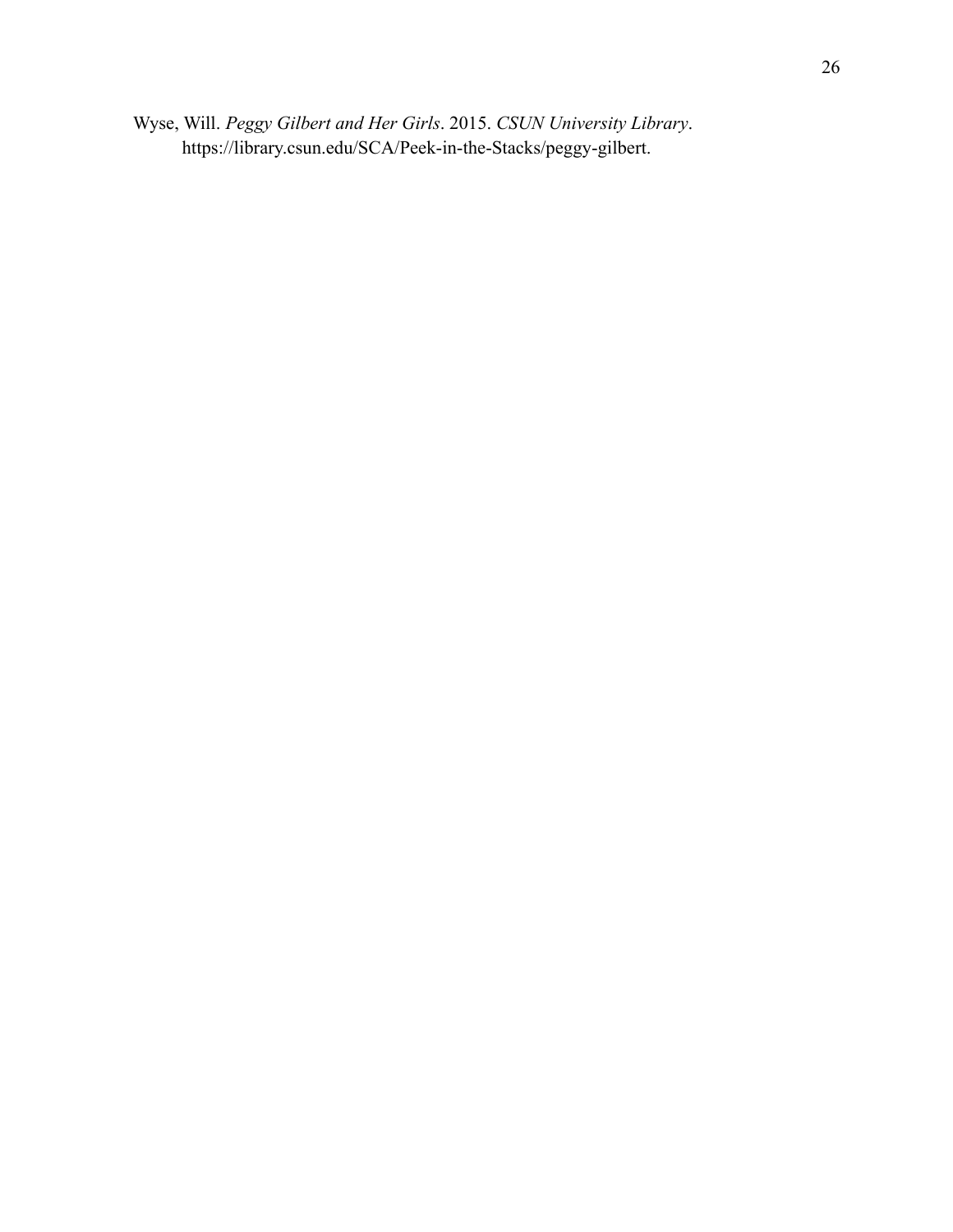Wyse, Will. *Peggy Gilbert and Her Girls*. 2015. *CSUN University Library*. https://library.csun.edu/SCA/Peek-in-the-Stacks/peggy-gilbert.